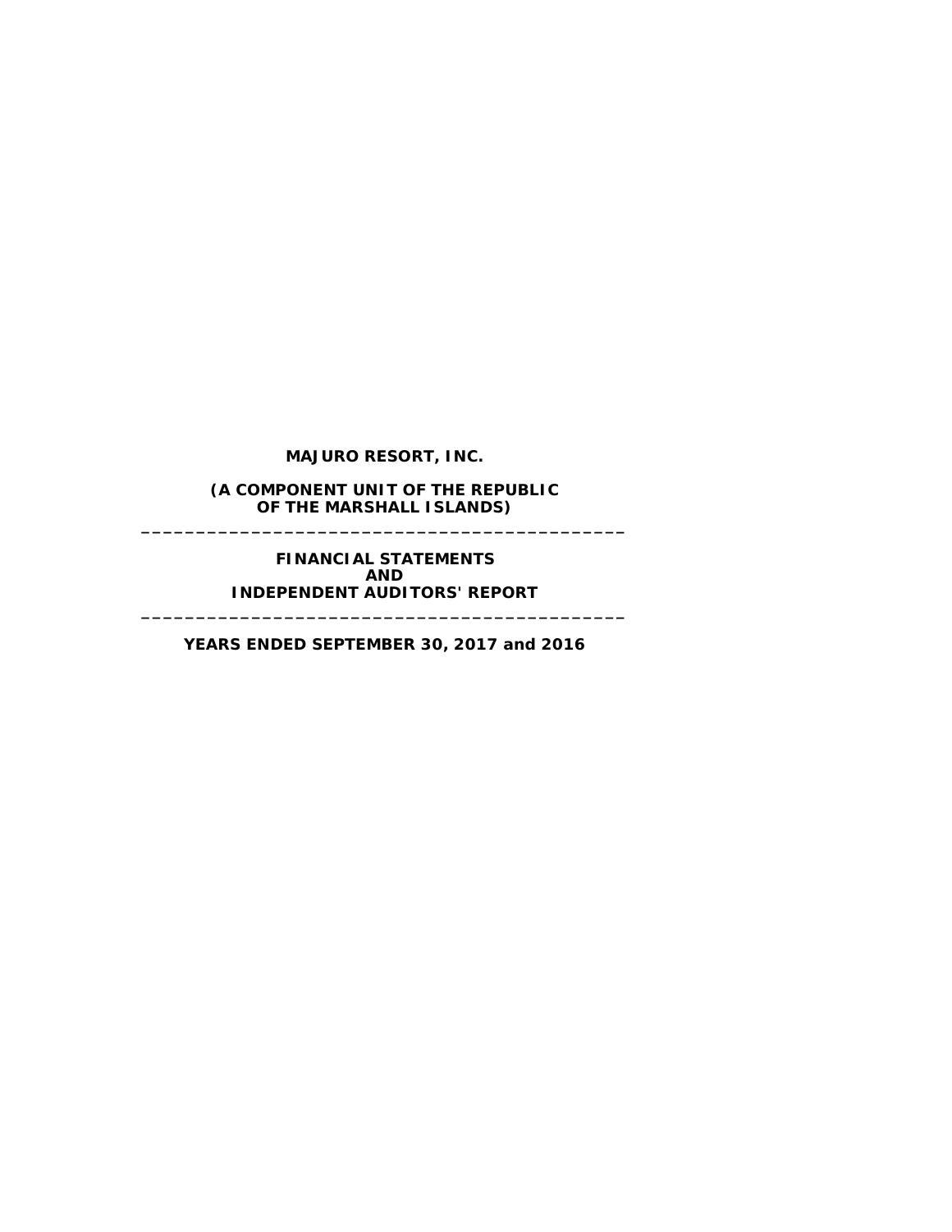# MAJURO RESORT, INC.

**(A COMPONENT UNIT OF THE REPUBLIC OF THE MARSHALL ISLANDS)**

---

**FINANCIAL STATEMENTS**
**AND**
**INDEPENDENT AUDITORS' REPORT**

---

**YEARS ENDED SEPTEMBER 30, 2017 and 2016**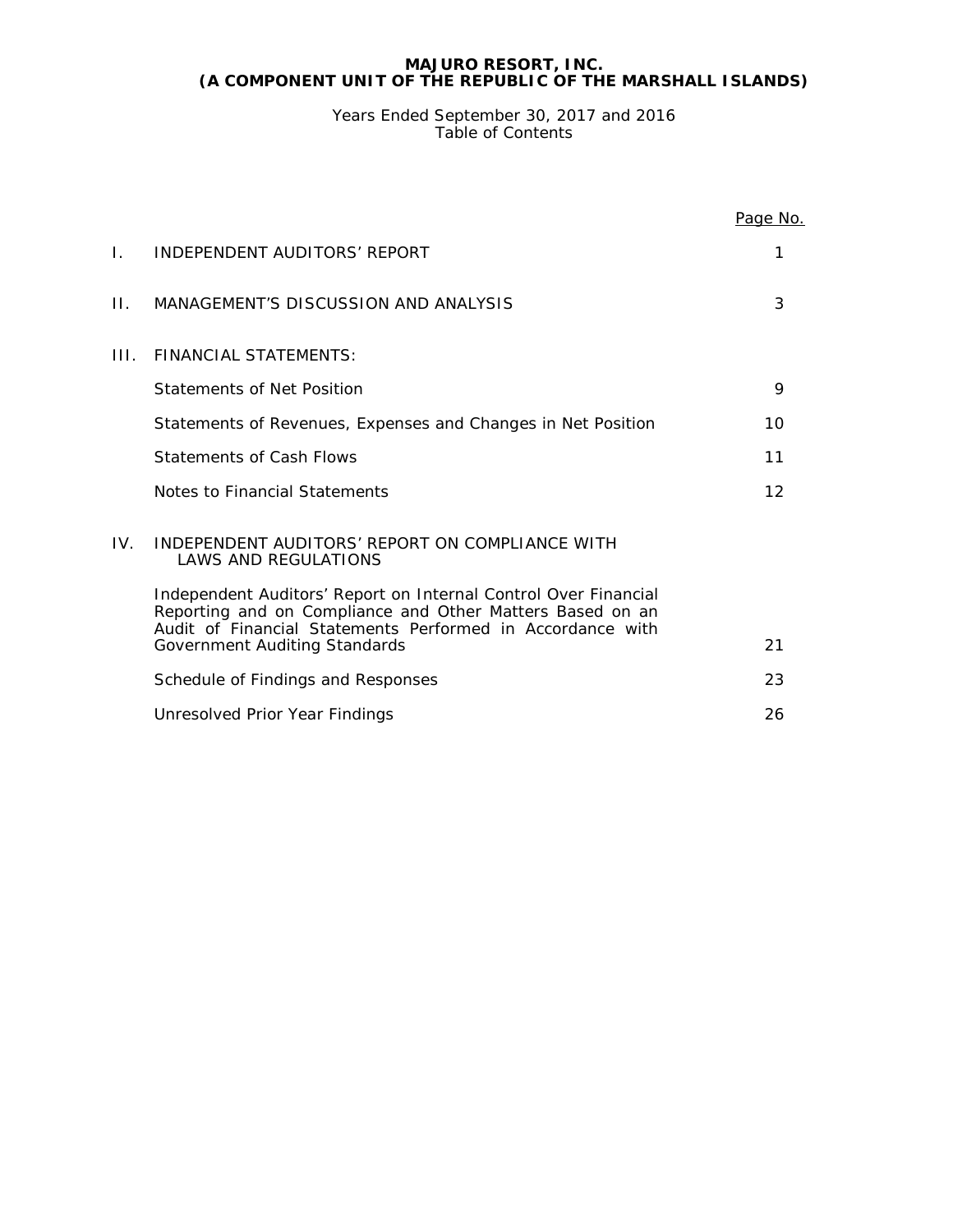# MAJURO RESORT, INC.
# (A COMPONENT UNIT OF THE REPUBLIC OF THE MARSHALL ISLANDS)

Years Ended September 30, 2017 and 2016
Table of Contents

| | | Page No. |
|---|---|---|
| I. | INDEPENDENT AUDITORS' REPORT | 1 |
| II. | MANAGEMENT'S DISCUSSION AND ANALYSIS | 3 |
| III. | FINANCIAL STATEMENTS: | |
| | Statements of Net Position | 9 |
| | Statements of Revenues, Expenses and Changes in Net Position | 10 |
| | Statements of Cash Flows | 11 |
| | Notes to Financial Statements | 12 |
| IV. | INDEPENDENT AUDITORS' REPORT ON COMPLIANCE WITH LAWS AND REGULATIONS | |
| | Independent Auditors' Report on Internal Control Over Financial Reporting and on Compliance and Other Matters Based on an Audit of Financial Statements Performed in Accordance with Government Auditing Standards | 21 |
| | Schedule of Findings and Responses | 23 |
| | Unresolved Prior Year Findings | 26 |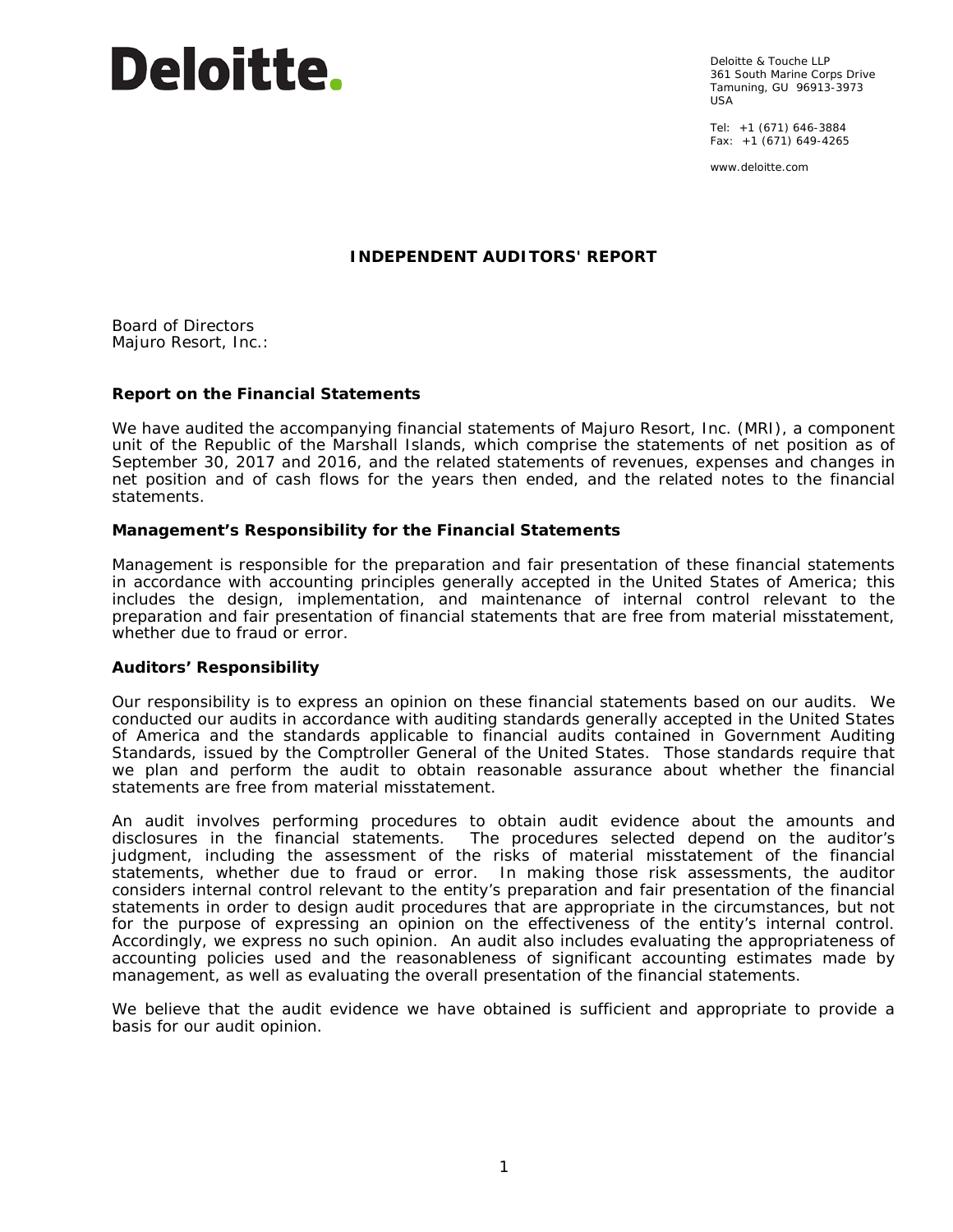Deloitte.

Deloitte & Touche LLP
361 South Marine Corps Drive
Tamuning, GU 96913-3973
USA

Tel: +1 (671) 646-3884
Fax: +1 (671) 649-4265

www.deloitte.com

# INDEPENDENT AUDITORS' REPORT

Board of Directors
Majuro Resort, Inc.:

## Report on the Financial Statements

We have audited the accompanying financial statements of Majuro Resort, Inc. (MRI), a component unit of the Republic of the Marshall Islands, which comprise the statements of net position as of September 30, 2017 and 2016, and the related statements of revenues, expenses and changes in net position and of cash flows for the years then ended, and the related notes to the financial statements.

## Management's Responsibility for the Financial Statements

Management is responsible for the preparation and fair presentation of these financial statements in accordance with accounting principles generally accepted in the United States of America; this includes the design, implementation, and maintenance of internal control relevant to the preparation and fair presentation of financial statements that are free from material misstatement, whether due to fraud or error.

## Auditors' Responsibility

Our responsibility is to express an opinion on these financial statements based on our audits. We conducted our audits in accordance with auditing standards generally accepted in the United States of America and the standards applicable to financial audits contained in Government Auditing Standards, issued by the Comptroller General of the United States. Those standards require that we plan and perform the audit to obtain reasonable assurance about whether the financial statements are free from material misstatement.

An audit involves performing procedures to obtain audit evidence about the amounts and disclosures in the financial statements. The procedures selected depend on the auditor's judgment, including the assessment of the risks of material misstatement of the financial statements, whether due to fraud or error. In making those risk assessments, the auditor considers internal control relevant to the entity's preparation and fair presentation of the financial statements in order to design audit procedures that are appropriate in the circumstances, but not for the purpose of expressing an opinion on the effectiveness of the entity's internal control. Accordingly, we express no such opinion. An audit also includes evaluating the appropriateness of accounting policies used and the reasonableness of significant accounting estimates made by management, as well as evaluating the overall presentation of the financial statements.

We believe that the audit evidence we have obtained is sufficient and appropriate to provide a basis for our audit opinion.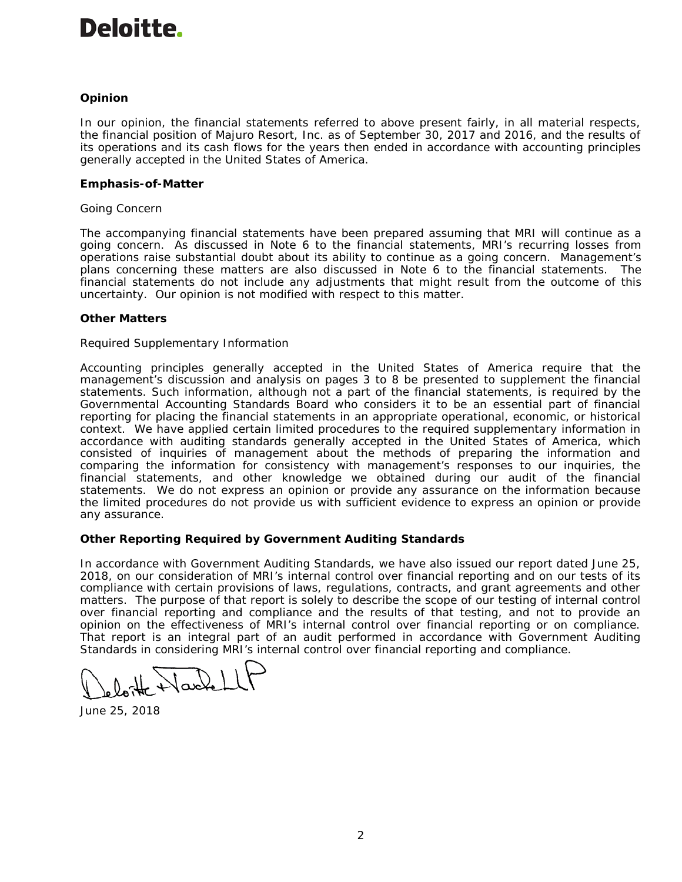# Deloitte.

**Opinion**

In our opinion, the financial statements referred to above present fairly, in all material respects, the financial position of Majuro Resort, Inc. as of September 30, 2017 and 2016, and the results of its operations and its cash flows for the years then ended in accordance with accounting principles generally accepted in the United States of America.

**Emphasis-of-Matter**

Going Concern

The accompanying financial statements have been prepared assuming that MRI will continue as a going concern. As discussed in Note 6 to the financial statements, MRI's recurring losses from operations raise substantial doubt about its ability to continue as a going concern. Management's plans concerning these matters are also discussed in Note 6 to the financial statements. The financial statements do not include any adjustments that might result from the outcome of this uncertainty. Our opinion is not modified with respect to this matter.

**Other Matters**

Required Supplementary Information

Accounting principles generally accepted in the United States of America require that the management's discussion and analysis on pages 3 to 8 be presented to supplement the financial statements. Such information, although not a part of the financial statements, is required by the Governmental Accounting Standards Board who considers it to be an essential part of financial reporting for placing the financial statements in an appropriate operational, economic, or historical context. We have applied certain limited procedures to the required supplementary information in accordance with auditing standards generally accepted in the United States of America, which consisted of inquiries of management about the methods of preparing the information and comparing the information for consistency with management's responses to our inquiries, the financial statements, and other knowledge we obtained during our audit of the financial statements. We do not express an opinion or provide any assurance on the information because the limited procedures do not provide us with sufficient evidence to express an opinion or provide any assurance.

**Other Reporting Required by Government Auditing Standards**

In accordance with Government Auditing Standards, we have also issued our report dated June 25, 2018, on our consideration of MRI's internal control over financial reporting and on our tests of its compliance with certain provisions of laws, regulations, contracts, and grant agreements and other matters. The purpose of that report is solely to describe the scope of our testing of internal control over financial reporting and compliance and the results of that testing, and not to provide an opinion on the effectiveness of MRI's internal control over financial reporting or on compliance. That report is an integral part of an audit performed in accordance with Government Auditing Standards in considering MRI's internal control over financial reporting and compliance.

Deloitte + Touche LLP

June 25, 2018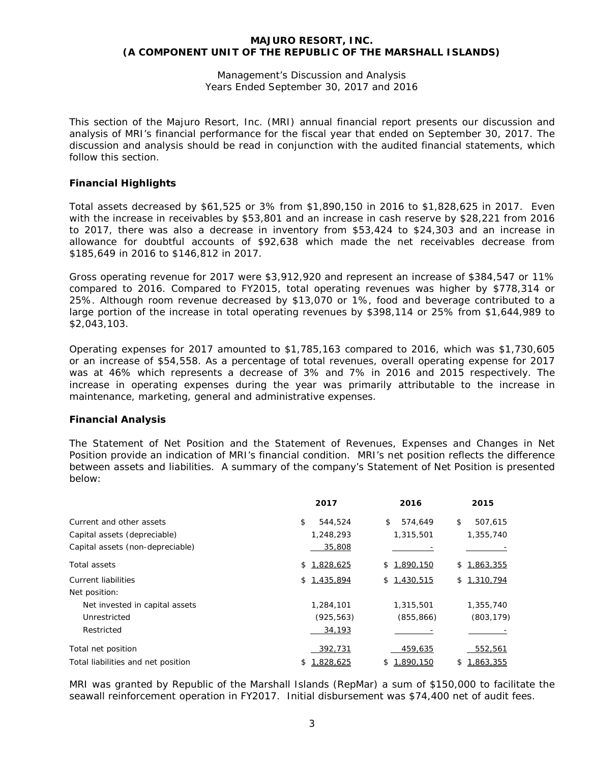# MAJURO RESORT, INC.
# (A COMPONENT UNIT OF THE REPUBLIC OF THE MARSHALL ISLANDS)

Management's Discussion and Analysis
Years Ended September 30, 2017 and 2016

This section of the Majuro Resort, Inc. (MRI) annual financial report presents our discussion and analysis of MRI's financial performance for the fiscal year that ended on September 30, 2017. The discussion and analysis should be read in conjunction with the audited financial statements, which follow this section.

## Financial Highlights

Total assets decreased by $61,525 or 3% from $1,890,150 in 2016 to $1,828,625 in 2017. Even with the increase in receivables by $53,801 and an increase in cash reserve by $28,221 from 2016 to 2017, there was also a decrease in inventory from $53,424 to $24,303 and an increase in allowance for doubtful accounts of $92,638 which made the net receivables decrease from $185,649 in 2016 to $146,812 in 2017.

Gross operating revenue for 2017 were $3,912,920 and represent an increase of $384,547 or 11% compared to 2016. Compared to FY2015, total operating revenues was higher by $778,314 or 25%. Although room revenue decreased by $13,070 or 1%, food and beverage contributed to a large portion of the increase in total operating revenues by $398,114 or 25% from $1,644,989 to $2,043,103.

Operating expenses for 2017 amounted to $1,785,163 compared to 2016, which was $1,730,605 or an increase of $54,558. As a percentage of total revenues, overall operating expense for 2017 was at 46% which represents a decrease of 3% and 7% in 2016 and 2015 respectively. The increase in operating expenses during the year was primarily attributable to the increase in maintenance, marketing, general and administrative expenses.

## Financial Analysis

The Statement of Net Position and the Statement of Revenues, Expenses and Changes in Net Position provide an indication of MRI's financial condition. MRI's net position reflects the difference between assets and liabilities. A summary of the company's Statement of Net Position is presented below:

| | 2017 | 2016 | 2015 |
|---|---|---|---|
| Current and other assets | $ 544,524 | $ 574,649 | $ 507,615 |
| Capital assets (depreciable) | 1,248,293 | 1,315,501 | 1,355,740 |
| Capital assets (non-depreciable) | 35,808 | - | - |
| Total assets | $ 1,828,625 | $ 1,890,150 | $ 1,863,355 |
| Current liabilities | $ 1,435,894 | $ 1,430,515 | $ 1,310,794 |
| Net position: | | | |
| Net invested in capital assets | 1,284,101 | 1,315,501 | 1,355,740 |
| Unrestricted | (925,563) | (855,866) | (803,179) |
| Restricted | 34,193 | - | - |
| Total net position | 392,731 | 459,635 | 552,561 |
| Total liabilities and net position | $ 1,828,625 | $ 1,890,150 | $ 1,863,355 |

MRI was granted by Republic of the Marshall Islands (RepMar) a sum of $150,000 to facilitate the seawall reinforcement operation in FY2017. Initial disbursement was $74,400 net of audit fees.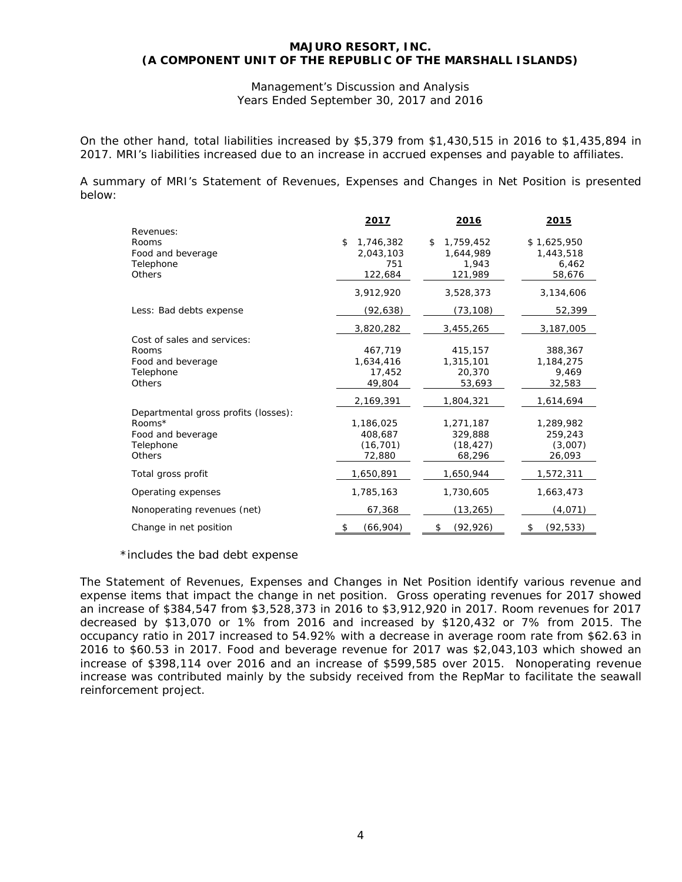On the other hand, total liabilities increased by $5,379 from $1,430,515 in 2016 to $1,435,894 in 2017. MRI's liabilities increased due to an increase in accrued expenses and payable to affiliates.

A summary of MRI's Statement of Revenues, Expenses and Changes in Net Position is presented below:

| | 2017 | 2016 | 2015 |
|---|---|---|---|
| Revenues: | | | |
| Rooms | $ 1,746,382 | $ 1,759,452 | $ 1,625,950 |
| Food and beverage | 2,043,103 | 1,644,989 | 1,443,518 |
| Telephone | 751 | 1,943 | 6,462 |
| Others | 122,684 | 121,989 | 58,676 |
| | 3,912,920 | 3,528,373 | 3,134,606 |
| Less: Bad debts expense | (92,638) | (73,108) | 52,399 |
| | 3,820,282 | 3,455,265 | 3,187,005 |
| Cost of sales and services: | | | |
| Rooms | 467,719 | 415,157 | 388,367 |
| Food and beverage | 1,634,416 | 1,315,101 | 1,184,275 |
| Telephone | 17,452 | 20,370 | 9,469 |
| Others | 49,804 | 53,693 | 32,583 |
| | 2,169,391 | 1,804,321 | 1,614,694 |
| Departmental gross profits (losses): | | | |
| Rooms* | 1,186,025 | 1,271,187 | 1,289,982 |
| Food and beverage | 408,687 | 329,888 | 259,243 |
| Telephone | (16,701) | (18,427) | (3,007) |
| Others | 72,880 | 68,296 | 26,093 |
| Total gross profit | 1,650,891 | 1,650,944 | 1,572,311 |
| Operating expenses | 1,785,163 | 1,730,605 | 1,663,473 |
| Nonoperating revenues (net) | 67,368 | (13,265) | (4,071) |
| Change in net position | $ (66,904) | $ (92,926) | $ (92,533) |

*includes the bad debt expense

The Statement of Revenues, Expenses and Changes in Net Position identify various revenue and expense items that impact the change in net position. Gross operating revenues for 2017 showed an increase of $384,547 from $3,528,373 in 2016 to $3,912,920 in 2017. Room revenues for 2017 decreased by $13,070 or 1% from 2016 and increased by $120,432 or 7% from 2015. The occupancy ratio in 2017 increased to 54.92% with a decrease in average room rate from $62.63 in 2016 to $60.53 in 2017. Food and beverage revenue for 2017 was $2,043,103 which showed an increase of $398,114 over 2016 and an increase of $599,585 over 2015. Nonoperating revenue increase was contributed mainly by the subsidy received from the RepMar to facilitate the seawall reinforcement project.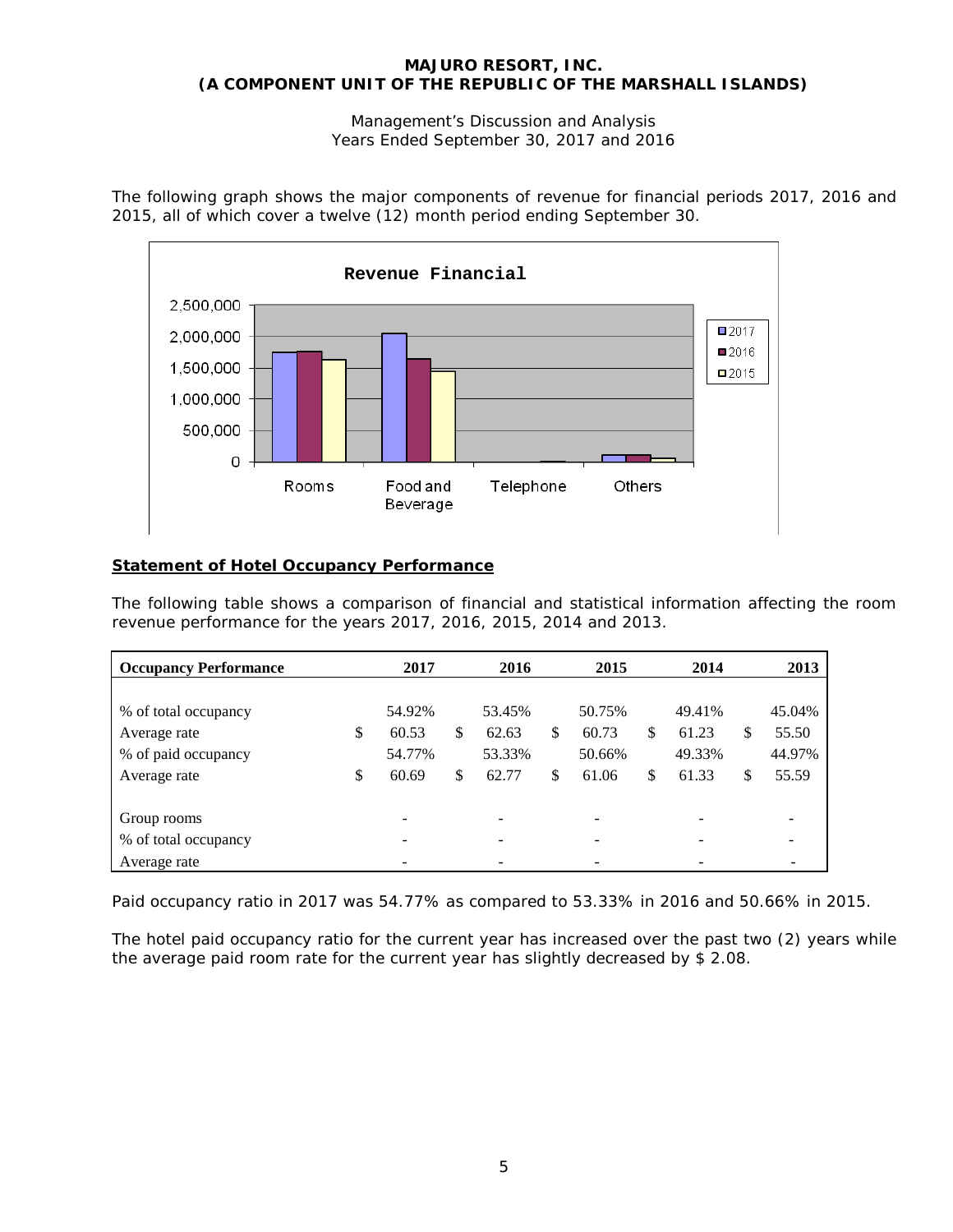The following graph shows the major components of revenue for financial periods 2017, 2016 and 2015, all of which cover a twelve (12) month period ending September 30.

## Statement of Hotel Occupancy Performance

The following table shows a comparison of financial and statistical information affecting the room revenue performance for the years 2017, 2016, 2015, 2014 and 2013.

| Occupancy Performance | 2017 | 2016 | 2015 | 2014 | 2013 |
|---|---|---|---|---|---|
| % of total occupancy | 54.92% | 53.45% | 50.75% | 49.41% | 45.04% |
| Average rate | $ 60.53 | $ 62.63 | $ 60.73 | $ 61.23 | $ 55.50 |
| % of paid occupancy | 54.77% | 53.33% | 50.66% | 49.33% | 44.97% |
| Average rate | $ 60.69 | $ 62.77 | $ 61.06 | $ 61.33 | $ 55.59 |
| | | | | | |
| Group rooms | - | - | - | - | - |
| % of total occupancy | - | - | - | - | - |
| Average rate | - | - | - | - | - |

Paid occupancy ratio in 2017 was 54.77% as compared to 53.33% in 2016 and 50.66% in 2015.

The hotel paid occupancy ratio for the current year has increased over the past two (2) years while the average paid room rate for the current year has slightly decreased by $ 2.08.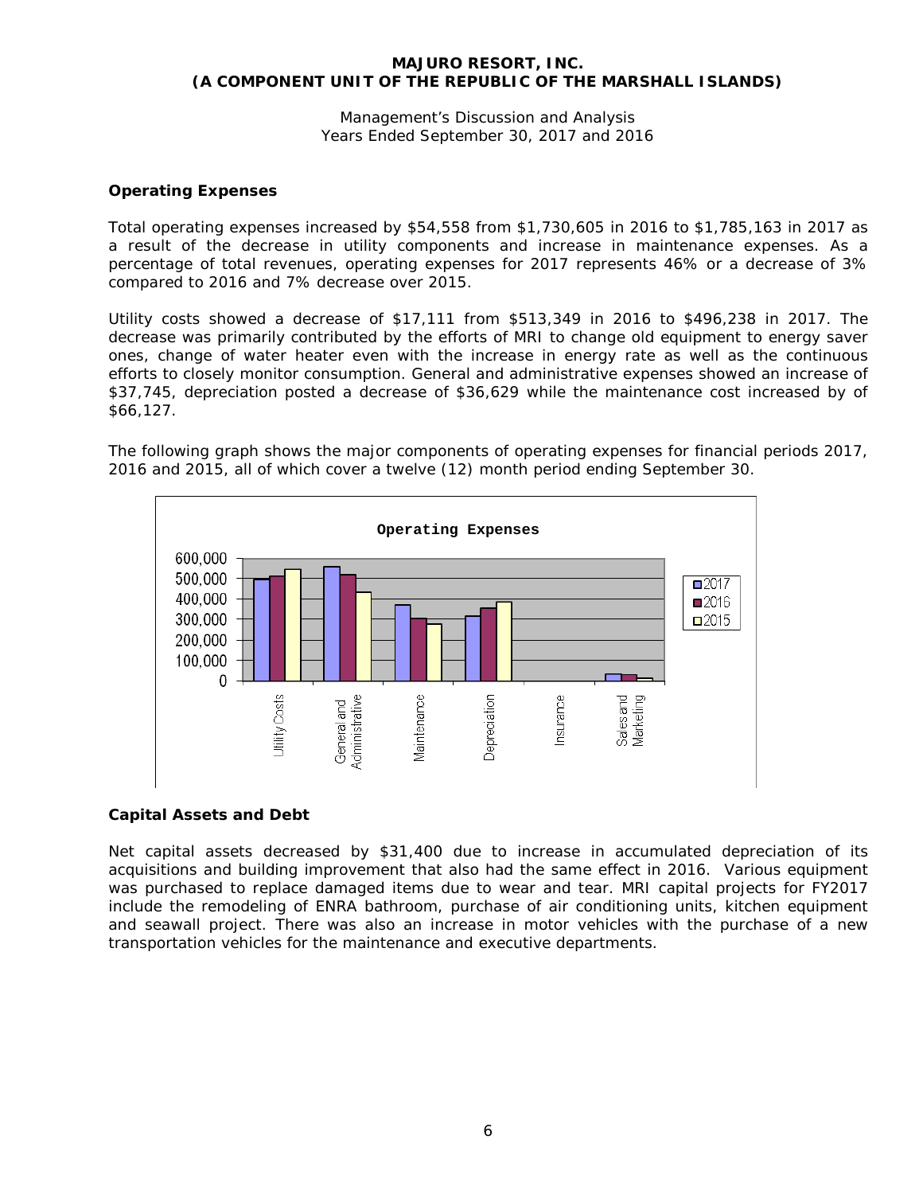## Operating Expenses

Total operating expenses increased by $54,558 from $1,730,605 in 2016 to $1,785,163 in 2017 as a result of the decrease in utility components and increase in maintenance expenses. As a percentage of total revenues, operating expenses for 2017 represents 46% or a decrease of 3% compared to 2016 and 7% decrease over 2015.

Utility costs showed a decrease of $17,111 from $513,349 in 2016 to $496,238 in 2017. The decrease was primarily contributed by the efforts of MRI to change old equipment to energy saver ones, change of water heater even with the increase in energy rate as well as the continuous efforts to closely monitor consumption. General and administrative expenses showed an increase of $37,745, depreciation posted a decrease of $36,629 while the maintenance cost increased by of $66,127.

The following graph shows the major components of operating expenses for financial periods 2017, 2016 and 2015, all of which cover a twelve (12) month period ending September 30.

**Operating Expenses**

Categories: Utility Costs, General and Administrative, Maintenance, Depreciation, Insurance, Sales and Marketing

Legend: 2017, 2016, 2015

Y-axis: 0, 100,000, 200,000, 300,000, 400,000, 500,000, 600,000

## Capital Assets and Debt

Net capital assets decreased by $31,400 due to increase in accumulated depreciation of its acquisitions and building improvement that also had the same effect in 2016. Various equipment was purchased to replace damaged items due to wear and tear. MRI capital projects for FY2017 include the remodeling of ENRA bathroom, purchase of air conditioning units, kitchen equipment and seawall project. There was also an increase in motor vehicles with the purchase of a new transportation vehicles for the maintenance and executive departments.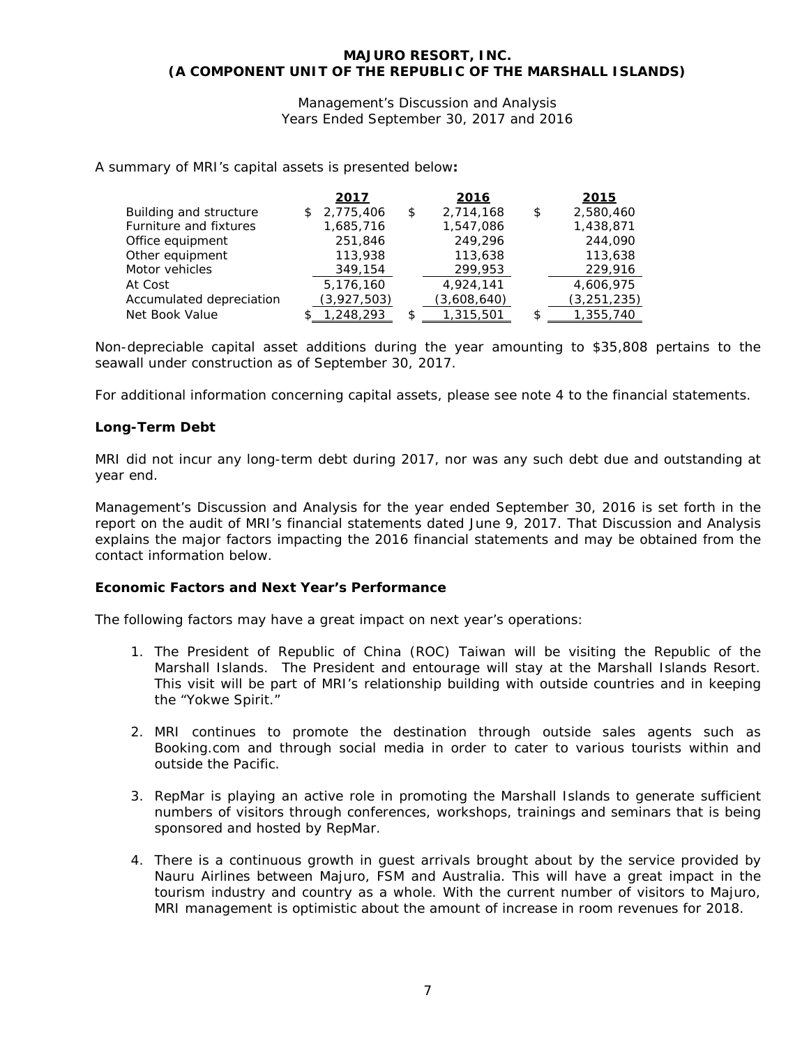A summary of MRI's capital assets is presented below**:**

| | 2017 | 2016 | 2015 |
|---|---|---|---|
| Building and structure | $ 2,775,406 | $ 2,714,168 | $ 2,580,460 |
| Furniture and fixtures | 1,685,716 | 1,547,086 | 1,438,871 |
| Office equipment | 251,846 | 249,296 | 244,090 |
| Other equipment | 113,938 | 113,638 | 113,638 |
| Motor vehicles | 349,154 | 299,953 | 229,916 |
| At Cost | 5,176,160 | 4,924,141 | 4,606,975 |
| Accumulated depreciation | (3,927,503) | (3,608,640) | (3,251,235) |
| Net Book Value | $ 1,248,293 | $ 1,315,501 | $ 1,355,740 |

Non-depreciable capital asset additions during the year amounting to $35,808 pertains to the seawall under construction as of September 30, 2017.

For additional information concerning capital assets, please see note 4 to the financial statements.

**Long-Term Debt**

MRI did not incur any long-term debt during 2017, nor was any such debt due and outstanding at year end.

Management's Discussion and Analysis for the year ended September 30, 2016 is set forth in the report on the audit of MRI's financial statements dated June 9, 2017. That Discussion and Analysis explains the major factors impacting the 2016 financial statements and may be obtained from the contact information below.

**Economic Factors and Next Year's Performance**

The following factors may have a great impact on next year's operations:

1. The President of Republic of China (ROC) Taiwan will be visiting the Republic of the Marshall Islands. The President and entourage will stay at the Marshall Islands Resort. This visit will be part of MRI's relationship building with outside countries and in keeping the "Yokwe Spirit."

2. MRI continues to promote the destination through outside sales agents such as Booking.com and through social media in order to cater to various tourists within and outside the Pacific.

3. RepMar is playing an active role in promoting the Marshall Islands to generate sufficient numbers of visitors through conferences, workshops, trainings and seminars that is being sponsored and hosted by RepMar.

4. There is a continuous growth in guest arrivals brought about by the service provided by Nauru Airlines between Majuro, FSM and Australia. This will have a great impact in the tourism industry and country as a whole. With the current number of visitors to Majuro, MRI management is optimistic about the amount of increase in room revenues for 2018.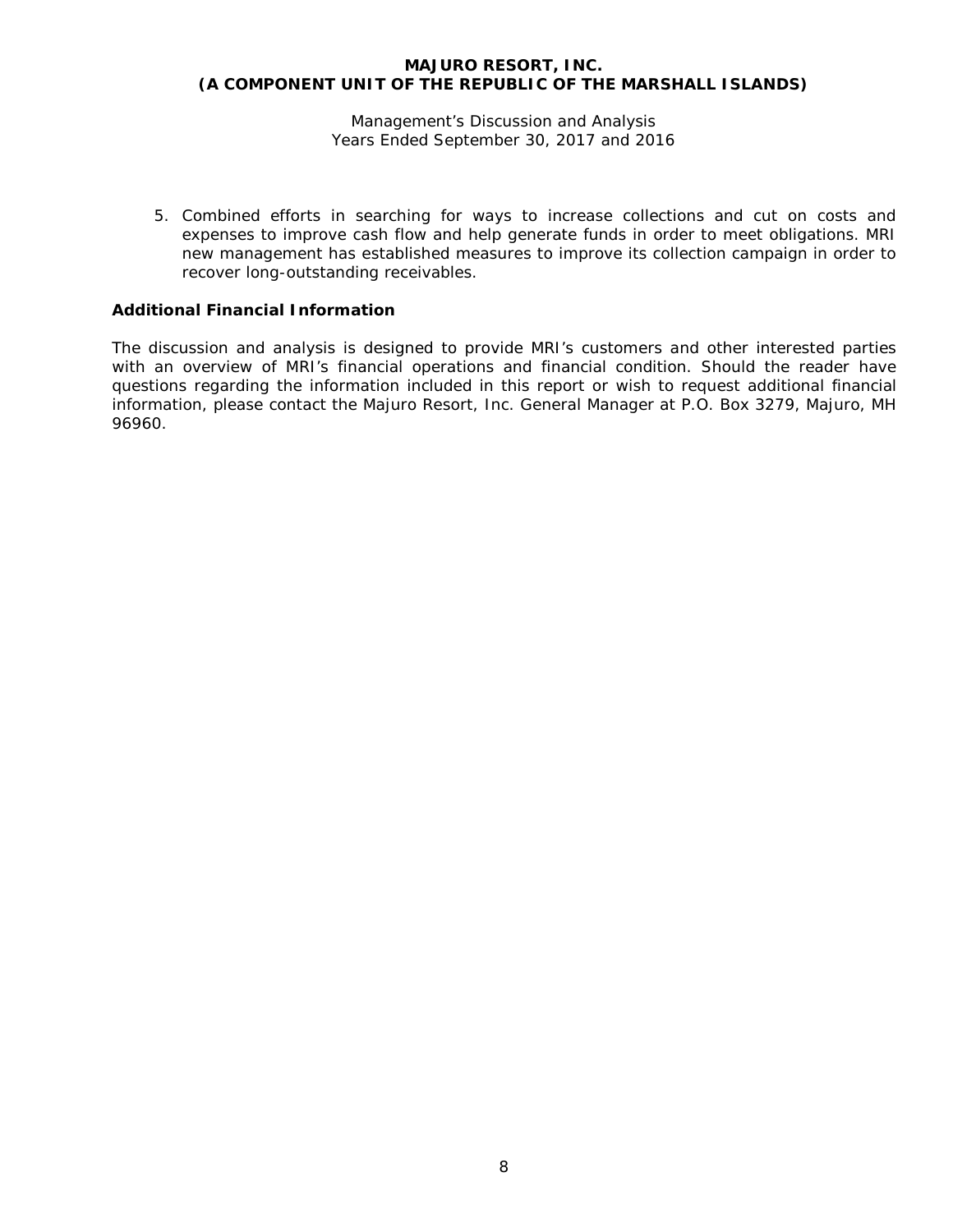5. Combined efforts in searching for ways to increase collections and cut on costs and expenses to improve cash flow and help generate funds in order to meet obligations. MRI new management has established measures to improve its collection campaign in order to recover long-outstanding receivables.

**Additional Financial Information**

The discussion and analysis is designed to provide MRI's customers and other interested parties with an overview of MRI's financial operations and financial condition. Should the reader have questions regarding the information included in this report or wish to request additional financial information, please contact the Majuro Resort, Inc. General Manager at P.O. Box 3279, Majuro, MH 96960.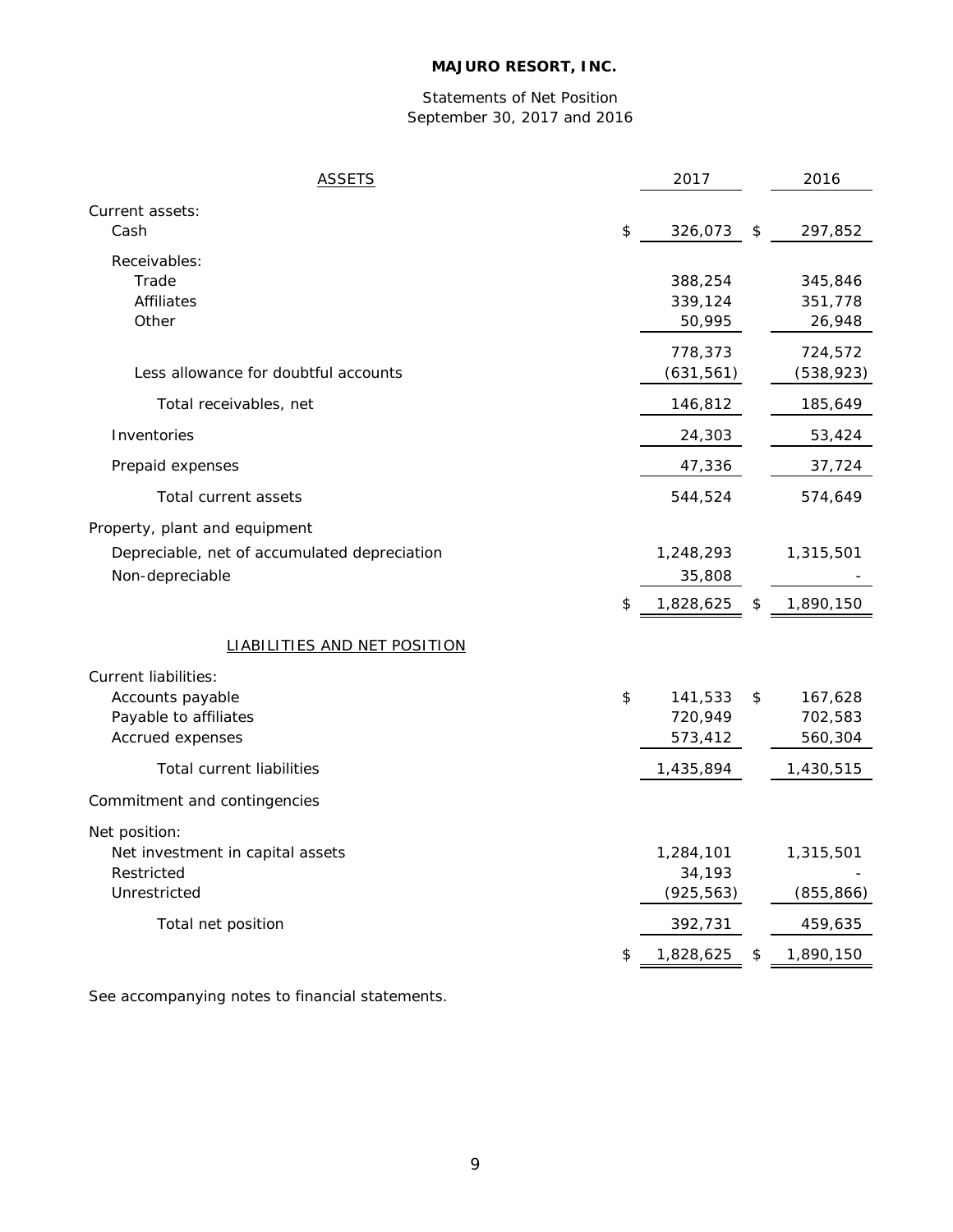**MAJURO RESORT, INC.**

Statements of Net Position
September 30, 2017 and 2016

| ASSETS | 2017 | 2016 |
|---|---|---|
| Current assets: | | |
| Cash | $ 326,073 | $ 297,852 |
| Receivables: | | |
| Trade | 388,254 | 345,846 |
| Affiliates | 339,124 | 351,778 |
| Other | 50,995 | 26,948 |
| | 778,373 | 724,572 |
| Less allowance for doubtful accounts | (631,561) | (538,923) |
| Total receivables, net | 146,812 | 185,649 |
| Inventories | 24,303 | 53,424 |
| Prepaid expenses | 47,336 | 37,724 |
| Total current assets | 544,524 | 574,649 |
| Property, plant and equipment | | |
| Depreciable, net of accumulated depreciation | 1,248,293 | 1,315,501 |
| Non-depreciable | 35,808 | - |
| | $ 1,828,625 | $ 1,890,150 |
| **LIABILITIES AND NET POSITION** | | |
| Current liabilities: | | |
| Accounts payable | $ 141,533 | $ 167,628 |
| Payable to affiliates | 720,949 | 702,583 |
| Accrued expenses | 573,412 | 560,304 |
| Total current liabilities | 1,435,894 | 1,430,515 |
| Commitment and contingencies | | |
| Net position: | | |
| Net investment in capital assets | 1,284,101 | 1,315,501 |
| Restricted | 34,193 | - |
| Unrestricted | (925,563) | (855,866) |
| Total net position | 392,731 | 459,635 |
| | $ 1,828,625 | $ 1,890,150 |

See accompanying notes to financial statements.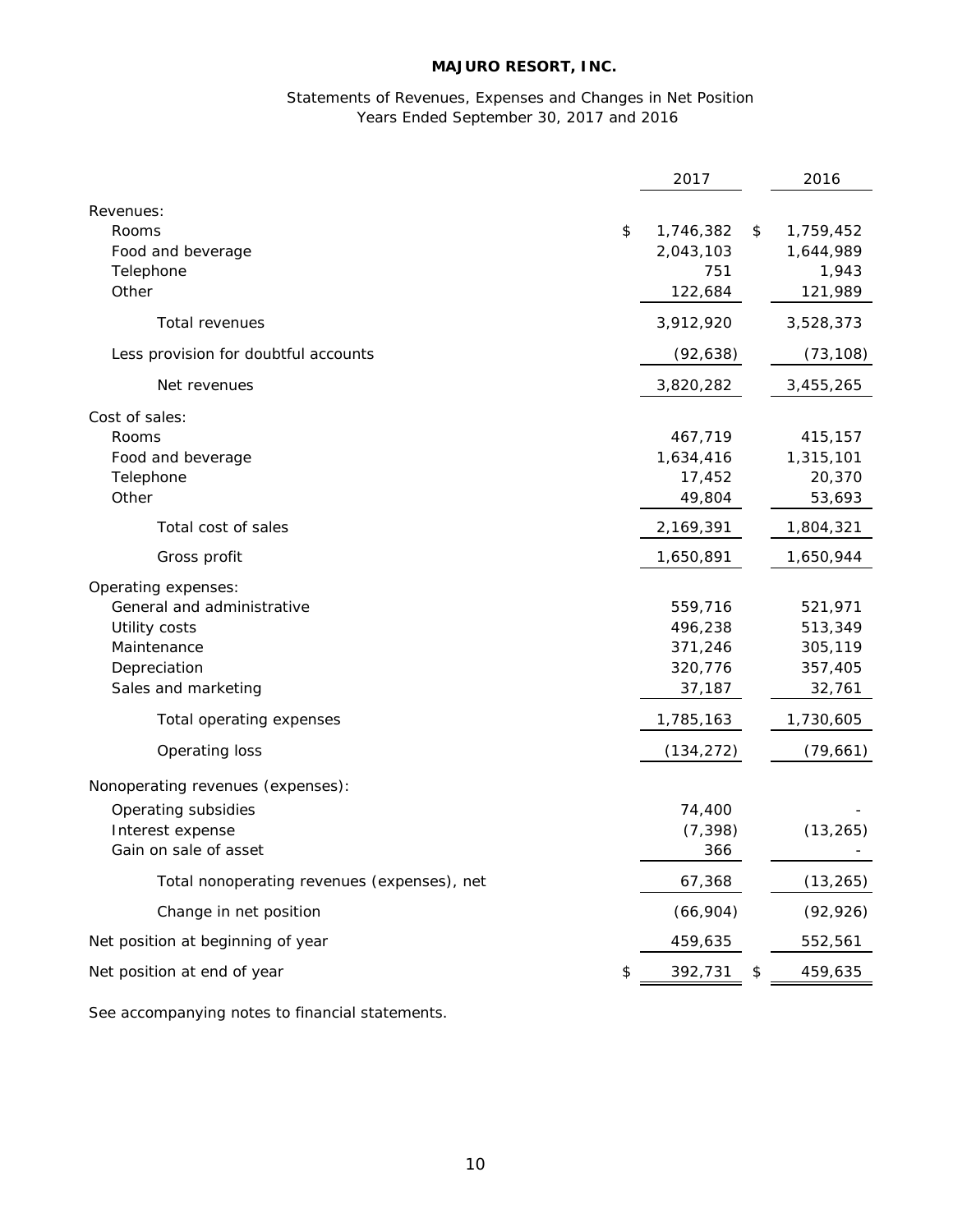# MAJURO RESORT, INC.

Statements of Revenues, Expenses and Changes in Net Position
Years Ended September 30, 2017 and 2016

| | 2017 | 2016 |
|---|---|---|
| Revenues: | | |
| Rooms | $ 1,746,382 | $ 1,759,452 |
| Food and beverage | 2,043,103 | 1,644,989 |
| Telephone | 751 | 1,943 |
| Other | 122,684 | 121,989 |
| Total revenues | 3,912,920 | 3,528,373 |
| Less provision for doubtful accounts | (92,638) | (73,108) |
| Net revenues | 3,820,282 | 3,455,265 |
| Cost of sales: | | |
| Rooms | 467,719 | 415,157 |
| Food and beverage | 1,634,416 | 1,315,101 |
| Telephone | 17,452 | 20,370 |
| Other | 49,804 | 53,693 |
| Total cost of sales | 2,169,391 | 1,804,321 |
| Gross profit | 1,650,891 | 1,650,944 |
| Operating expenses: | | |
| General and administrative | 559,716 | 521,971 |
| Utility costs | 496,238 | 513,349 |
| Maintenance | 371,246 | 305,119 |
| Depreciation | 320,776 | 357,405 |
| Sales and marketing | 37,187 | 32,761 |
| Total operating expenses | 1,785,163 | 1,730,605 |
| Operating loss | (134,272) | (79,661) |
| Nonoperating revenues (expenses): | | |
| Operating subsidies | 74,400 | - |
| Interest expense | (7,398) | (13,265) |
| Gain on sale of asset | 366 | - |
| Total nonoperating revenues (expenses), net | 67,368 | (13,265) |
| Change in net position | (66,904) | (92,926) |
| Net position at beginning of year | 459,635 | 552,561 |
| Net position at end of year | $ 392,731 | $ 459,635 |

See accompanying notes to financial statements.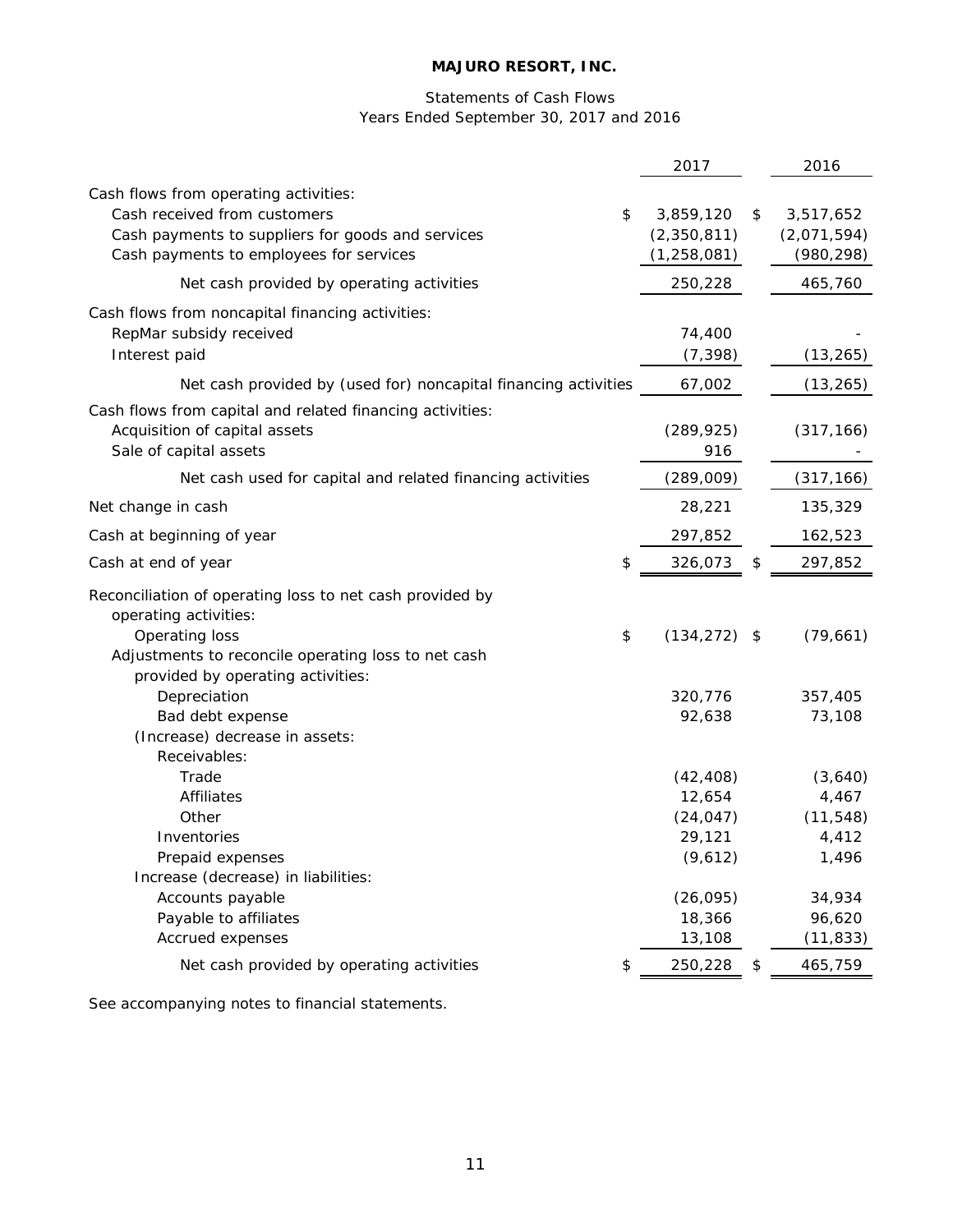**MAJURO RESORT, INC.**

Statements of Cash Flows
Years Ended September 30, 2017 and 2016

| | 2017 | 2016 |
|---|---|---|
| Cash flows from operating activities: | | |
| Cash received from customers | $ 3,859,120 | $ 3,517,652 |
| Cash payments to suppliers for goods and services | (2,350,811) | (2,071,594) |
| Cash payments to employees for services | (1,258,081) | (980,298) |
| Net cash provided by operating activities | 250,228 | 465,760 |
| Cash flows from noncapital financing activities: | | |
| RepMar subsidy received | 74,400 | - |
| Interest paid | (7,398) | (13,265) |
| Net cash provided by (used for) noncapital financing activities | 67,002 | (13,265) |
| Cash flows from capital and related financing activities: | | |
| Acquisition of capital assets | (289,925) | (317,166) |
| Sale of capital assets | 916 | - |
| Net cash used for capital and related financing activities | (289,009) | (317,166) |
| Net change in cash | 28,221 | 135,329 |
| Cash at beginning of year | 297,852 | 162,523 |
| Cash at end of year | $ 326,073 | $ 297,852 |
| Reconciliation of operating loss to net cash provided by operating activities: | | |
| Operating loss | $ (134,272) | $ (79,661) |
| Adjustments to reconcile operating loss to net cash provided by operating activities: | | |
| Depreciation | 320,776 | 357,405 |
| Bad debt expense | 92,638 | 73,108 |
| (Increase) decrease in assets: | | |
| Receivables: | | |
| Trade | (42,408) | (3,640) |
| Affiliates | 12,654 | 4,467 |
| Other | (24,047) | (11,548) |
| Inventories | 29,121 | 4,412 |
| Prepaid expenses | (9,612) | 1,496 |
| Increase (decrease) in liabilities: | | |
| Accounts payable | (26,095) | 34,934 |
| Payable to affiliates | 18,366 | 96,620 |
| Accrued expenses | 13,108 | (11,833) |
| Net cash provided by operating activities | $ 250,228 | $ 465,759 |

See accompanying notes to financial statements.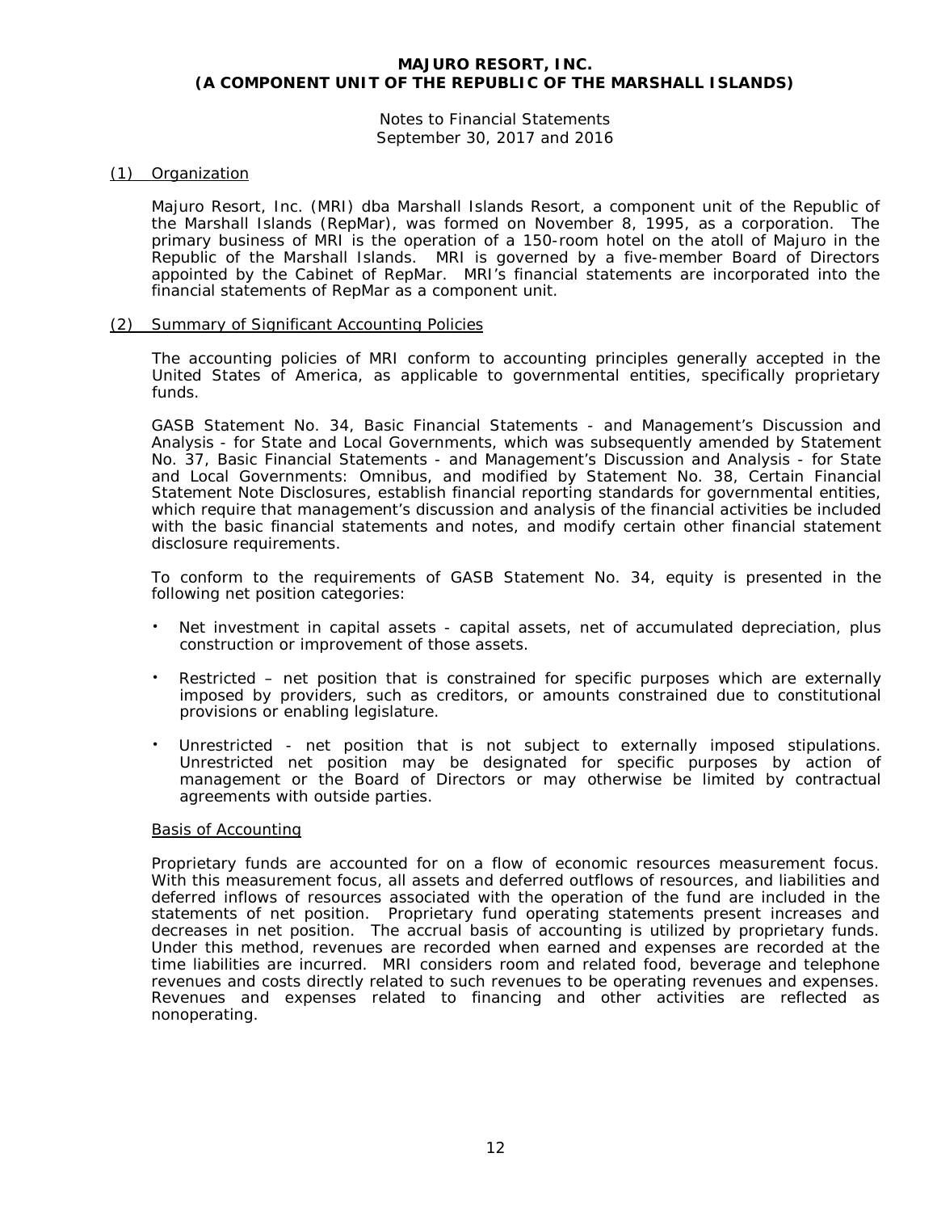**MAJURO RESORT, INC.**
**(A COMPONENT UNIT OF THE REPUBLIC OF THE MARSHALL ISLANDS)**

Notes to Financial Statements
September 30, 2017 and 2016

(1) Organization

Majuro Resort, Inc. (MRI) dba Marshall Islands Resort, a component unit of the Republic of the Marshall Islands (RepMar), was formed on November 8, 1995, as a corporation. The primary business of MRI is the operation of a 150-room hotel on the atoll of Majuro in the Republic of the Marshall Islands. MRI is governed by a five-member Board of Directors appointed by the Cabinet of RepMar. MRI's financial statements are incorporated into the financial statements of RepMar as a component unit.

(2) Summary of Significant Accounting Policies

The accounting policies of MRI conform to accounting principles generally accepted in the United States of America, as applicable to governmental entities, specifically proprietary funds.

GASB Statement No. 34, Basic Financial Statements - and Management's Discussion and Analysis - for State and Local Governments, which was subsequently amended by Statement No. 37, Basic Financial Statements - and Management's Discussion and Analysis - for State and Local Governments: Omnibus, and modified by Statement No. 38, Certain Financial Statement Note Disclosures, establish financial reporting standards for governmental entities, which require that management's discussion and analysis of the financial activities be included with the basic financial statements and notes, and modify certain other financial statement disclosure requirements.

To conform to the requirements of GASB Statement No. 34, equity is presented in the following net position categories:

- Net investment in capital assets - capital assets, net of accumulated depreciation, plus construction or improvement of those assets.
- Restricted – net position that is constrained for specific purposes which are externally imposed by providers, such as creditors, or amounts constrained due to constitutional provisions or enabling legislature.
- Unrestricted - net position that is not subject to externally imposed stipulations. Unrestricted net position may be designated for specific purposes by action of management or the Board of Directors or may otherwise be limited by contractual agreements with outside parties.

Basis of Accounting

Proprietary funds are accounted for on a flow of economic resources measurement focus. With this measurement focus, all assets and deferred outflows of resources, and liabilities and deferred inflows of resources associated with the operation of the fund are included in the statements of net position. Proprietary fund operating statements present increases and decreases in net position. The accrual basis of accounting is utilized by proprietary funds. Under this method, revenues are recorded when earned and expenses are recorded at the time liabilities are incurred. MRI considers room and related food, beverage and telephone revenues and costs directly related to such revenues to be operating revenues and expenses. Revenues and expenses related to financing and other activities are reflected as nonoperating.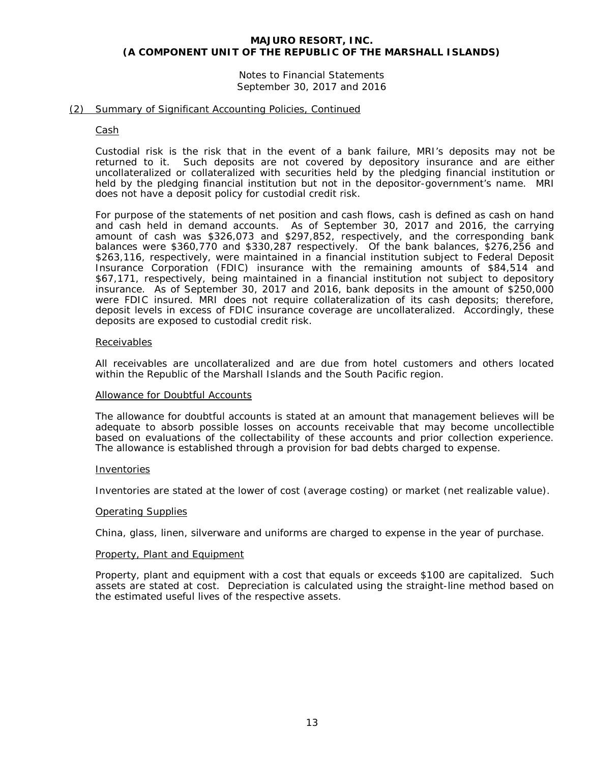## (2) Summary of Significant Accounting Policies, Continued

### Cash

Custodial risk is the risk that in the event of a bank failure, MRI's deposits may not be returned to it. Such deposits are not covered by depository insurance and are either uncollateralized or collateralized with securities held by the pledging financial institution or held by the pledging financial institution but not in the depositor-government's name. MRI does not have a deposit policy for custodial credit risk.

For purpose of the statements of net position and cash flows, cash is defined as cash on hand and cash held in demand accounts. As of September 30, 2017 and 2016, the carrying amount of cash was $326,073 and $297,852, respectively, and the corresponding bank balances were $360,770 and $330,287 respectively. Of the bank balances, $276,256 and $263,116, respectively, were maintained in a financial institution subject to Federal Deposit Insurance Corporation (FDIC) insurance with the remaining amounts of $84,514 and $67,171, respectively, being maintained in a financial institution not subject to depository insurance. As of September 30, 2017 and 2016, bank deposits in the amount of $250,000 were FDIC insured. MRI does not require collateralization of its cash deposits; therefore, deposit levels in excess of FDIC insurance coverage are uncollateralized. Accordingly, these deposits are exposed to custodial credit risk.

### Receivables

All receivables are uncollateralized and are due from hotel customers and others located within the Republic of the Marshall Islands and the South Pacific region.

### Allowance for Doubtful Accounts

The allowance for doubtful accounts is stated at an amount that management believes will be adequate to absorb possible losses on accounts receivable that may become uncollectible based on evaluations of the collectability of these accounts and prior collection experience. The allowance is established through a provision for bad debts charged to expense.

### Inventories

Inventories are stated at the lower of cost (average costing) or market (net realizable value).

### Operating Supplies

China, glass, linen, silverware and uniforms are charged to expense in the year of purchase.

### Property, Plant and Equipment

Property, plant and equipment with a cost that equals or exceeds $100 are capitalized. Such assets are stated at cost. Depreciation is calculated using the straight-line method based on the estimated useful lives of the respective assets.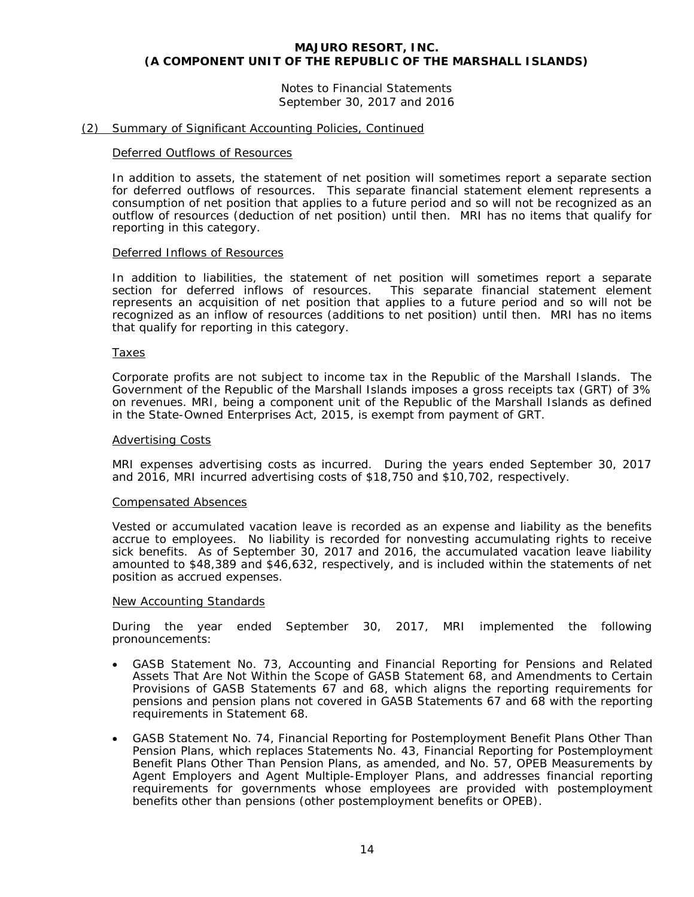# MAJURO RESORT, INC.
# (A COMPONENT UNIT OF THE REPUBLIC OF THE MARSHALL ISLANDS)

Notes to Financial Statements
September 30, 2017 and 2016

## (2) Summary of Significant Accounting Policies, Continued

### Deferred Outflows of Resources

In addition to assets, the statement of net position will sometimes report a separate section for deferred outflows of resources. This separate financial statement element represents a consumption of net position that applies to a future period and so will not be recognized as an outflow of resources (deduction of net position) until then. MRI has no items that qualify for reporting in this category.

### Deferred Inflows of Resources

In addition to liabilities, the statement of net position will sometimes report a separate section for deferred inflows of resources. This separate financial statement element represents an acquisition of net position that applies to a future period and so will not be recognized as an inflow of resources (additions to net position) until then. MRI has no items that qualify for reporting in this category.

### Taxes

Corporate profits are not subject to income tax in the Republic of the Marshall Islands. The Government of the Republic of the Marshall Islands imposes a gross receipts tax (GRT) of 3% on revenues. MRI, being a component unit of the Republic of the Marshall Islands as defined in the State-Owned Enterprises Act, 2015, is exempt from payment of GRT.

### Advertising Costs

MRI expenses advertising costs as incurred. During the years ended September 30, 2017 and 2016, MRI incurred advertising costs of $18,750 and $10,702, respectively.

### Compensated Absences

Vested or accumulated vacation leave is recorded as an expense and liability as the benefits accrue to employees. No liability is recorded for nonvesting accumulating rights to receive sick benefits. As of September 30, 2017 and 2016, the accumulated vacation leave liability amounted to $48,389 and $46,632, respectively, and is included within the statements of net position as accrued expenses.

### New Accounting Standards

During the year ended September 30, 2017, MRI implemented the following pronouncements:

- GASB Statement No. 73, Accounting and Financial Reporting for Pensions and Related Assets That Are Not Within the Scope of GASB Statement 68, and Amendments to Certain Provisions of GASB Statements 67 and 68, which aligns the reporting requirements for pensions and pension plans not covered in GASB Statements 67 and 68 with the reporting requirements in Statement 68.

- GASB Statement No. 74, Financial Reporting for Postemployment Benefit Plans Other Than Pension Plans, which replaces Statements No. 43, Financial Reporting for Postemployment Benefit Plans Other Than Pension Plans, as amended, and No. 57, OPEB Measurements by Agent Employers and Agent Multiple-Employer Plans, and addresses financial reporting requirements for governments whose employees are provided with postemployment benefits other than pensions (other postemployment benefits or OPEB).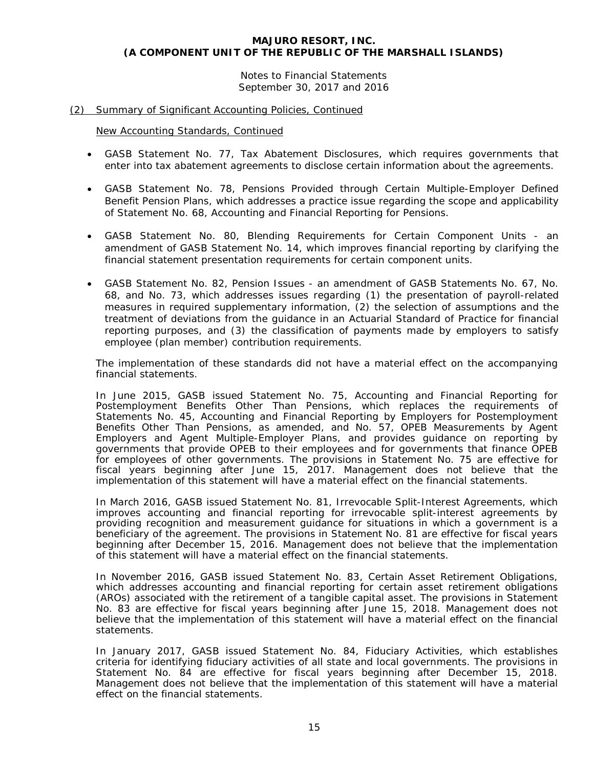## (2) Summary of Significant Accounting Policies, Continued

### New Accounting Standards, Continued

- GASB Statement No. 77, Tax Abatement Disclosures, which requires governments that enter into tax abatement agreements to disclose certain information about the agreements.

- GASB Statement No. 78, Pensions Provided through Certain Multiple-Employer Defined Benefit Pension Plans, which addresses a practice issue regarding the scope and applicability of Statement No. 68, Accounting and Financial Reporting for Pensions.

- GASB Statement No. 80, Blending Requirements for Certain Component Units - an amendment of GASB Statement No. 14, which improves financial reporting by clarifying the financial statement presentation requirements for certain component units.

- GASB Statement No. 82, Pension Issues - an amendment of GASB Statements No. 67, No. 68, and No. 73, which addresses issues regarding (1) the presentation of payroll-related measures in required supplementary information, (2) the selection of assumptions and the treatment of deviations from the guidance in an Actuarial Standard of Practice for financial reporting purposes, and (3) the classification of payments made by employers to satisfy employee (plan member) contribution requirements.

The implementation of these standards did not have a material effect on the accompanying financial statements.

In June 2015, GASB issued Statement No. 75, Accounting and Financial Reporting for Postemployment Benefits Other Than Pensions, which replaces the requirements of Statements No. 45, Accounting and Financial Reporting by Employers for Postemployment Benefits Other Than Pensions, as amended, and No. 57, OPEB Measurements by Agent Employers and Agent Multiple-Employer Plans, and provides guidance on reporting by governments that provide OPEB to their employees and for governments that finance OPEB for employees of other governments. The provisions in Statement No. 75 are effective for fiscal years beginning after June 15, 2017. Management does not believe that the implementation of this statement will have a material effect on the financial statements.

In March 2016, GASB issued Statement No. 81, Irrevocable Split-Interest Agreements, which improves accounting and financial reporting for irrevocable split-interest agreements by providing recognition and measurement guidance for situations in which a government is a beneficiary of the agreement. The provisions in Statement No. 81 are effective for fiscal years beginning after December 15, 2016. Management does not believe that the implementation of this statement will have a material effect on the financial statements.

In November 2016, GASB issued Statement No. 83, Certain Asset Retirement Obligations, which addresses accounting and financial reporting for certain asset retirement obligations (AROs) associated with the retirement of a tangible capital asset. The provisions in Statement No. 83 are effective for fiscal years beginning after June 15, 2018. Management does not believe that the implementation of this statement will have a material effect on the financial statements.

In January 2017, GASB issued Statement No. 84, Fiduciary Activities, which establishes criteria for identifying fiduciary activities of all state and local governments. The provisions in Statement No. 84 are effective for fiscal years beginning after December 15, 2018. Management does not believe that the implementation of this statement will have a material effect on the financial statements.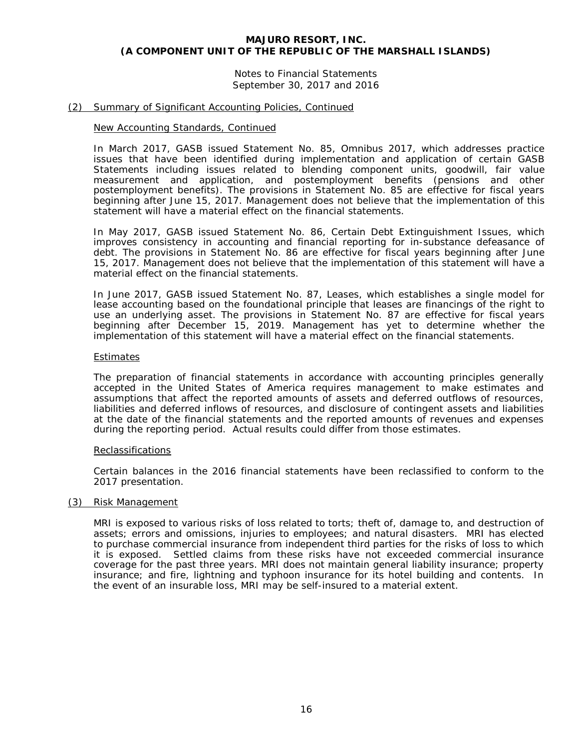# MAJURO RESORT, INC.
# (A COMPONENT UNIT OF THE REPUBLIC OF THE MARSHALL ISLANDS)

Notes to Financial Statements
September 30, 2017 and 2016

## (2) Summary of Significant Accounting Policies, Continued

### New Accounting Standards, Continued

In March 2017, GASB issued Statement No. 85, Omnibus 2017, which addresses practice issues that have been identified during implementation and application of certain GASB Statements including issues related to blending component units, goodwill, fair value measurement and application, and postemployment benefits (pensions and other postemployment benefits). The provisions in Statement No. 85 are effective for fiscal years beginning after June 15, 2017. Management does not believe that the implementation of this statement will have a material effect on the financial statements.

In May 2017, GASB issued Statement No. 86, Certain Debt Extinguishment Issues, which improves consistency in accounting and financial reporting for in-substance defeasance of debt. The provisions in Statement No. 86 are effective for fiscal years beginning after June 15, 2017. Management does not believe that the implementation of this statement will have a material effect on the financial statements.

In June 2017, GASB issued Statement No. 87, Leases, which establishes a single model for lease accounting based on the foundational principle that leases are financings of the right to use an underlying asset. The provisions in Statement No. 87 are effective for fiscal years beginning after December 15, 2019. Management has yet to determine whether the implementation of this statement will have a material effect on the financial statements.

### Estimates

The preparation of financial statements in accordance with accounting principles generally accepted in the United States of America requires management to make estimates and assumptions that affect the reported amounts of assets and deferred outflows of resources, liabilities and deferred inflows of resources, and disclosure of contingent assets and liabilities at the date of the financial statements and the reported amounts of revenues and expenses during the reporting period. Actual results could differ from those estimates.

### Reclassifications

Certain balances in the 2016 financial statements have been reclassified to conform to the 2017 presentation.

## (3) Risk Management

MRI is exposed to various risks of loss related to torts; theft of, damage to, and destruction of assets; errors and omissions, injuries to employees; and natural disasters. MRI has elected to purchase commercial insurance from independent third parties for the risks of loss to which it is exposed. Settled claims from these risks have not exceeded commercial insurance coverage for the past three years. MRI does not maintain general liability insurance; property insurance; and fire, lightning and typhoon insurance for its hotel building and contents. In the event of an insurable loss, MRI may be self-insured to a material extent.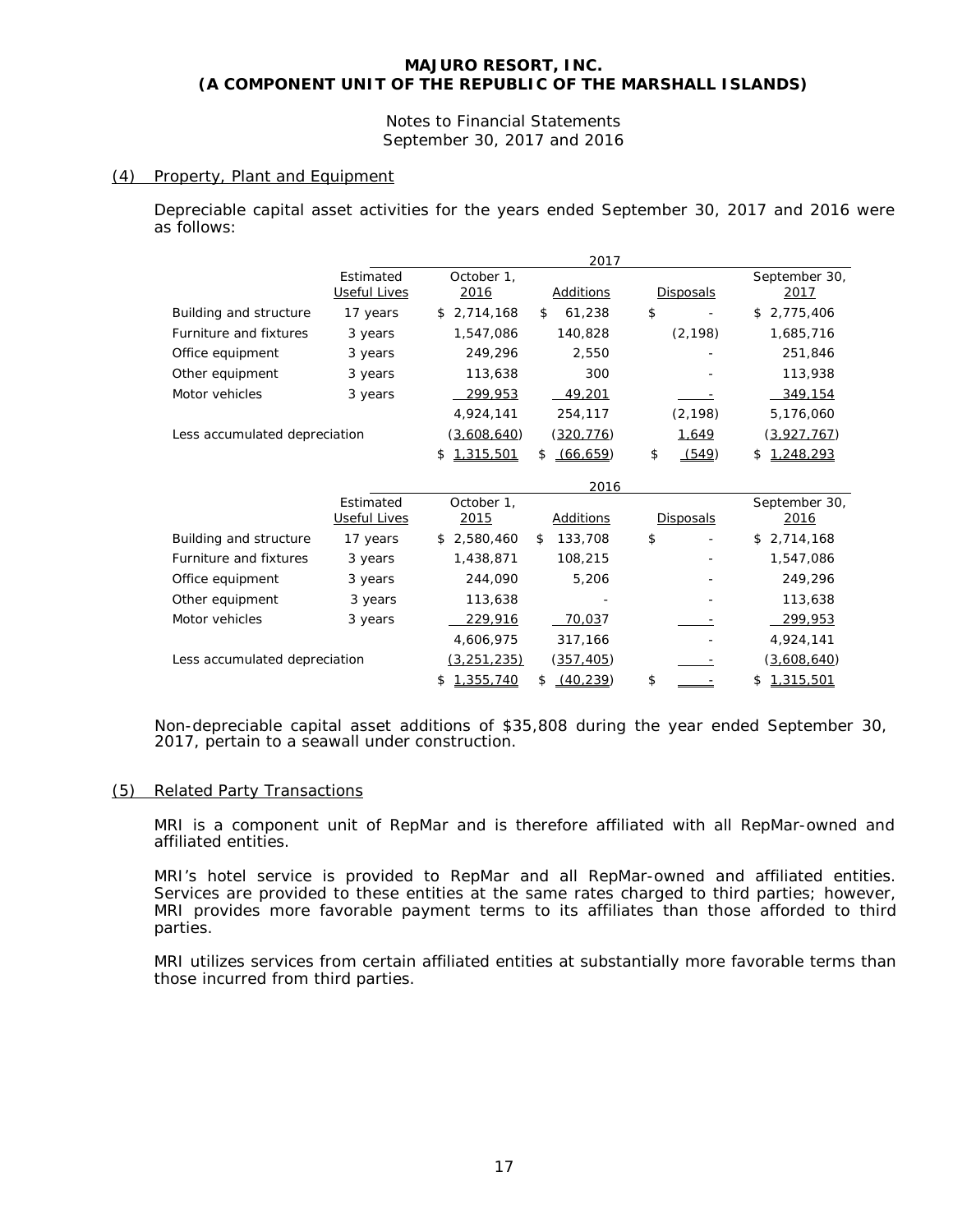# MAJURO RESORT, INC.
# (A COMPONENT UNIT OF THE REPUBLIC OF THE MARSHALL ISLANDS)

Notes to Financial Statements
September 30, 2017 and 2016

## (4) Property, Plant and Equipment

Depreciable capital asset activities for the years ended September 30, 2017 and 2016 were as follows:

| | Estimated Useful Lives | 2017 October 1, 2016 | Additions | Disposals | September 30, 2017 |
|---|---|---|---|---|---|
| Building and structure | 17 years | $ 2,714,168 | $ 61,238 | $ - | $ 2,775,406 |
| Furniture and fixtures | 3 years | 1,547,086 | 140,828 | (2,198) | 1,685,716 |
| Office equipment | 3 years | 249,296 | 2,550 | - | 251,846 |
| Other equipment | 3 years | 113,638 | 300 | - | 113,938 |
| Motor vehicles | 3 years | 299,953 | 49,201 | - | 349,154 |
| | | 4,924,141 | 254,117 | (2,198) | 5,176,060 |
| Less accumulated depreciation | | (3,608,640) | (320,776) | 1,649 | (3,927,767) |
| | | $ 1,315,501 | $ (66,659) | $ (549) | $ 1,248,293 |

| | Estimated Useful Lives | 2016 October 1, 2015 | Additions | Disposals | September 30, 2016 |
|---|---|---|---|---|---|
| Building and structure | 17 years | $ 2,580,460 | $ 133,708 | $ - | $ 2,714,168 |
| Furniture and fixtures | 3 years | 1,438,871 | 108,215 | - | 1,547,086 |
| Office equipment | 3 years | 244,090 | 5,206 | - | 249,296 |
| Other equipment | 3 years | 113,638 | - | - | 113,638 |
| Motor vehicles | 3 years | 229,916 | 70,037 | - | 299,953 |
| | | 4,606,975 | 317,166 | - | 4,924,141 |
| Less accumulated depreciation | | (3,251,235) | (357,405) | - | (3,608,640) |
| | | $ 1,355,740 | $ (40,239) | $ - | $ 1,315,501 |

Non-depreciable capital asset additions of $35,808 during the year ended September 30, 2017, pertain to a seawall under construction.

## (5) Related Party Transactions

MRI is a component unit of RepMar and is therefore affiliated with all RepMar-owned and affiliated entities.

MRI's hotel service is provided to RepMar and all RepMar-owned and affiliated entities. Services are provided to these entities at the same rates charged to third parties; however, MRI provides more favorable payment terms to its affiliates than those afforded to third parties.

MRI utilizes services from certain affiliated entities at substantially more favorable terms than those incurred from third parties.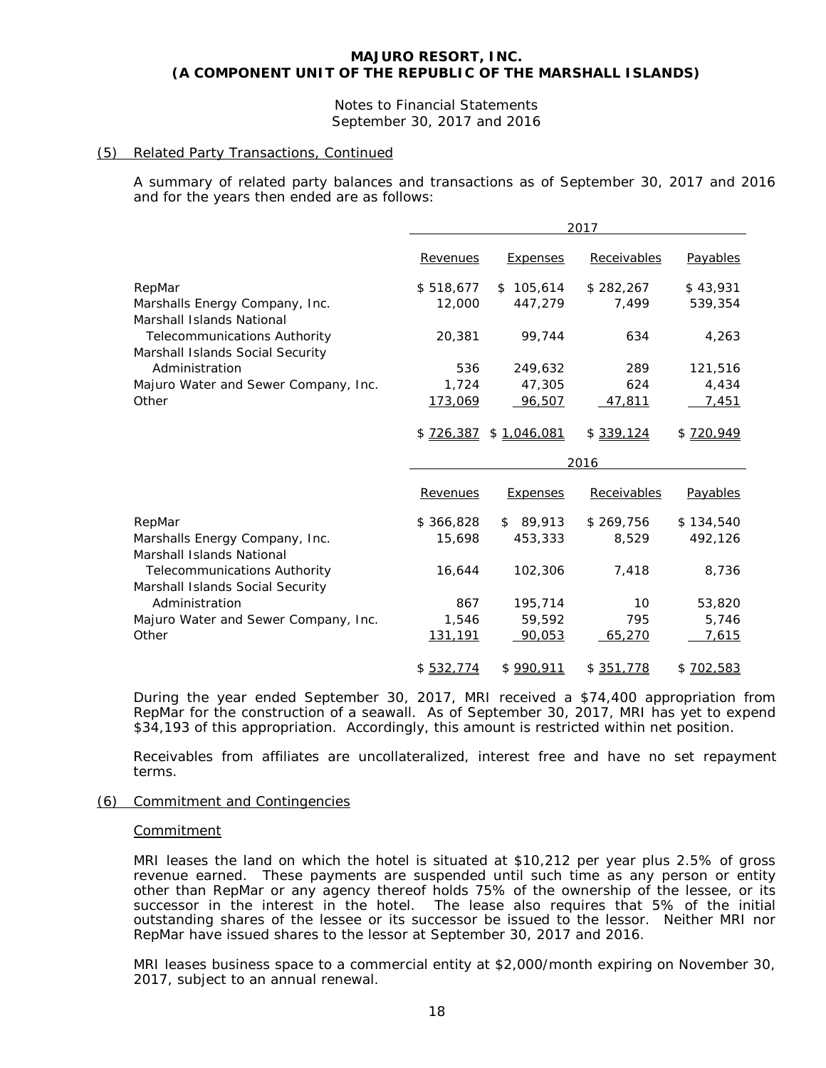**MAJURO RESORT, INC.**
**(A COMPONENT UNIT OF THE REPUBLIC OF THE MARSHALL ISLANDS)**

Notes to Financial Statements
September 30, 2017 and 2016

## (5) Related Party Transactions, Continued

A summary of related party balances and transactions as of September 30, 2017 and 2016 and for the years then ended are as follows:

| | 2017 | | | |
|---|---|---|---|---|
| | Revenues | Expenses | Receivables | Payables |
| RepMar | $ 518,677 | $ 105,614 | $ 282,267 | $ 43,931 |
| Marshalls Energy Company, Inc. | 12,000 | 447,279 | 7,499 | 539,354 |
| Marshall Islands National Telecommunications Authority | 20,381 | 99,744 | 634 | 4,263 |
| Marshall Islands Social Security Administration | 536 | 249,632 | 289 | 121,516 |
| Majuro Water and Sewer Company, Inc. | 1,724 | 47,305 | 624 | 4,434 |
| Other | 173,069 | 96,507 | 47,811 | 7,451 |
| | $ 726,387 | $ 1,046,081 | $ 339,124 | $ 720,949 |

| | 2016 | | | |
|---|---|---|---|---|
| | Revenues | Expenses | Receivables | Payables |
| RepMar | $ 366,828 | $ 89,913 | $ 269,756 | $ 134,540 |
| Marshalls Energy Company, Inc. | 15,698 | 453,333 | 8,529 | 492,126 |
| Marshall Islands National Telecommunications Authority | 16,644 | 102,306 | 7,418 | 8,736 |
| Marshall Islands Social Security Administration | 867 | 195,714 | 10 | 53,820 |
| Majuro Water and Sewer Company, Inc. | 1,546 | 59,592 | 795 | 5,746 |
| Other | 131,191 | 90,053 | 65,270 | 7,615 |
| | $ 532,774 | $ 990,911 | $ 351,778 | $ 702,583 |

During the year ended September 30, 2017, MRI received a $74,400 appropriation from RepMar for the construction of a seawall. As of September 30, 2017, MRI has yet to expend $34,193 of this appropriation. Accordingly, this amount is restricted within net position.

Receivables from affiliates are uncollateralized, interest free and have no set repayment terms.

## (6) Commitment and Contingencies

### Commitment

MRI leases the land on which the hotel is situated at $10,212 per year plus 2.5% of gross revenue earned. These payments are suspended until such time as any person or entity other than RepMar or any agency thereof holds 75% of the ownership of the lessee, or its successor in the interest in the hotel. The lease also requires that 5% of the initial outstanding shares of the lessee or its successor be issued to the lessor. Neither MRI nor RepMar have issued shares to the lessor at September 30, 2017 and 2016.

MRI leases business space to a commercial entity at $2,000/month expiring on November 30, 2017, subject to an annual renewal.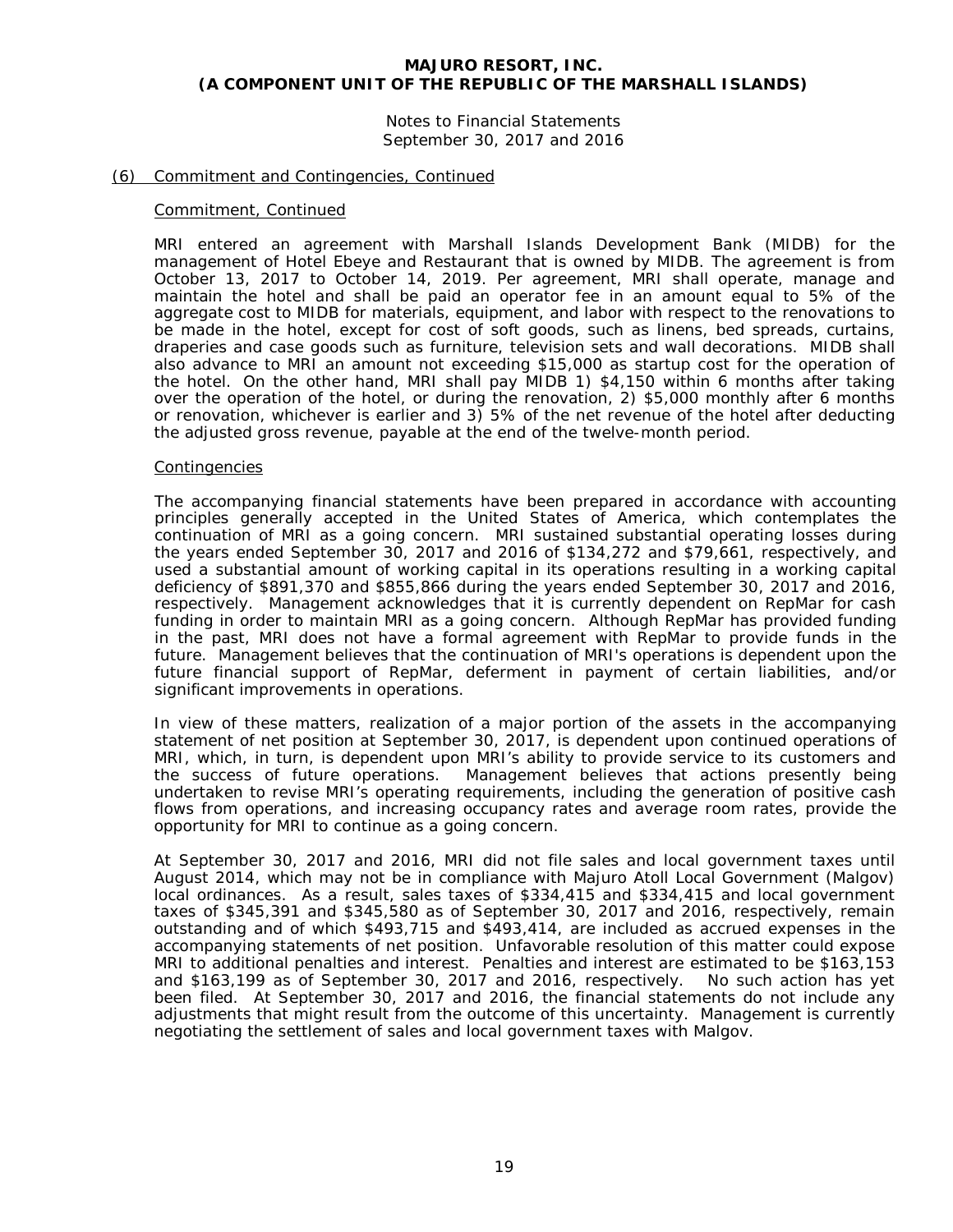## (6) Commitment and Contingencies, Continued

### Commitment, Continued

MRI entered an agreement with Marshall Islands Development Bank (MIDB) for the management of Hotel Ebeye and Restaurant that is owned by MIDB. The agreement is from October 13, 2017 to October 14, 2019. Per agreement, MRI shall operate, manage and maintain the hotel and shall be paid an operator fee in an amount equal to 5% of the aggregate cost to MIDB for materials, equipment, and labor with respect to the renovations to be made in the hotel, except for cost of soft goods, such as linens, bed spreads, curtains, draperies and case goods such as furniture, television sets and wall decorations. MIDB shall also advance to MRI an amount not exceeding $15,000 as startup cost for the operation of the hotel. On the other hand, MRI shall pay MIDB 1) $4,150 within 6 months after taking over the operation of the hotel, or during the renovation, 2) $5,000 monthly after 6 months or renovation, whichever is earlier and 3) 5% of the net revenue of the hotel after deducting the adjusted gross revenue, payable at the end of the twelve-month period.

### Contingencies

The accompanying financial statements have been prepared in accordance with accounting principles generally accepted in the United States of America, which contemplates the continuation of MRI as a going concern. MRI sustained substantial operating losses during the years ended September 30, 2017 and 2016 of $134,272 and $79,661, respectively, and used a substantial amount of working capital in its operations resulting in a working capital deficiency of $891,370 and $855,866 during the years ended September 30, 2017 and 2016, respectively. Management acknowledges that it is currently dependent on RepMar for cash funding in order to maintain MRI as a going concern. Although RepMar has provided funding in the past, MRI does not have a formal agreement with RepMar to provide funds in the future. Management believes that the continuation of MRI's operations is dependent upon the future financial support of RepMar, deferment in payment of certain liabilities, and/or significant improvements in operations.

In view of these matters, realization of a major portion of the assets in the accompanying statement of net position at September 30, 2017, is dependent upon continued operations of MRI, which, in turn, is dependent upon MRI's ability to provide service to its customers and the success of future operations. Management believes that actions presently being undertaken to revise MRI's operating requirements, including the generation of positive cash flows from operations, and increasing occupancy rates and average room rates, provide the opportunity for MRI to continue as a going concern.

At September 30, 2017 and 2016, MRI did not file sales and local government taxes until August 2014, which may not be in compliance with Majuro Atoll Local Government (Malgov) local ordinances. As a result, sales taxes of $334,415 and $334,415 and local government taxes of $345,391 and $345,580 as of September 30, 2017 and 2016, respectively, remain outstanding and of which $493,715 and $493,414, are included as accrued expenses in the accompanying statements of net position. Unfavorable resolution of this matter could expose MRI to additional penalties and interest. Penalties and interest are estimated to be $163,153 and $163,199 as of September 30, 2017 and 2016, respectively. No such action has yet been filed. At September 30, 2017 and 2016, the financial statements do not include any adjustments that might result from the outcome of this uncertainty. Management is currently negotiating the settlement of sales and local government taxes with Malgov.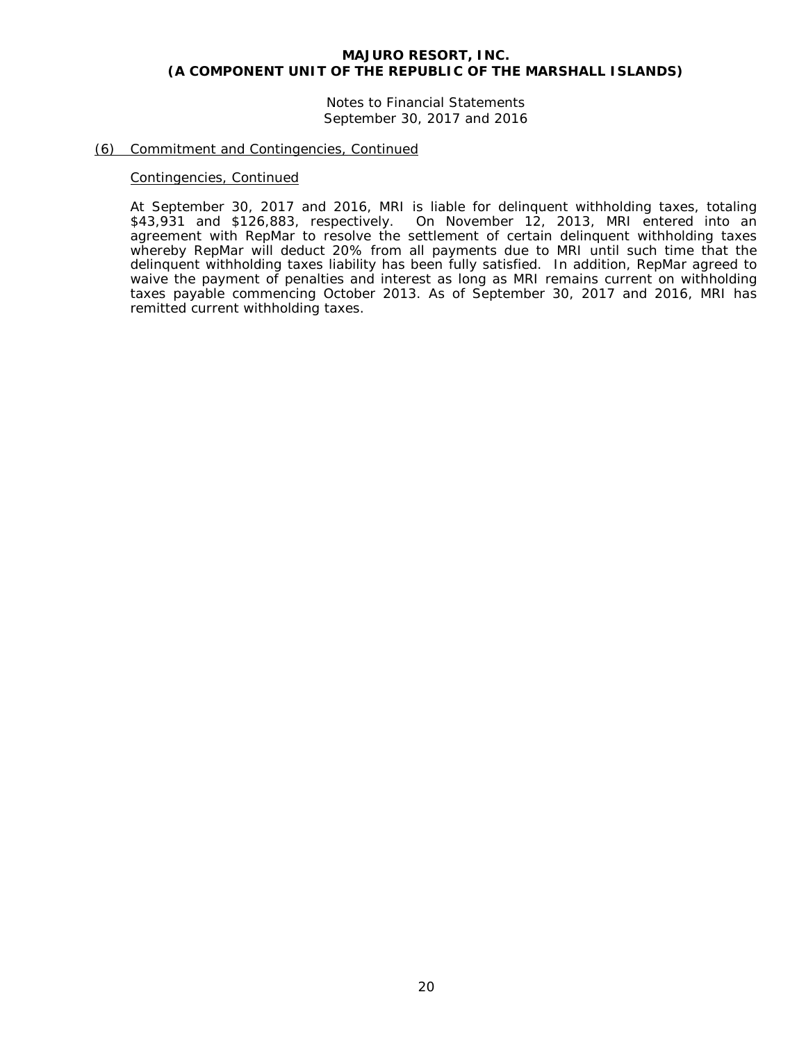## (6) Commitment and Contingencies, Continued

### Contingencies, Continued

At September 30, 2017 and 2016, MRI is liable for delinquent withholding taxes, totaling $43,931 and $126,883, respectively. On November 12, 2013, MRI entered into an agreement with RepMar to resolve the settlement of certain delinquent withholding taxes whereby RepMar will deduct 20% from all payments due to MRI until such time that the delinquent withholding taxes liability has been fully satisfied. In addition, RepMar agreed to waive the payment of penalties and interest as long as MRI remains current on withholding taxes payable commencing October 2013. As of September 30, 2017 and 2016, MRI has remitted current withholding taxes.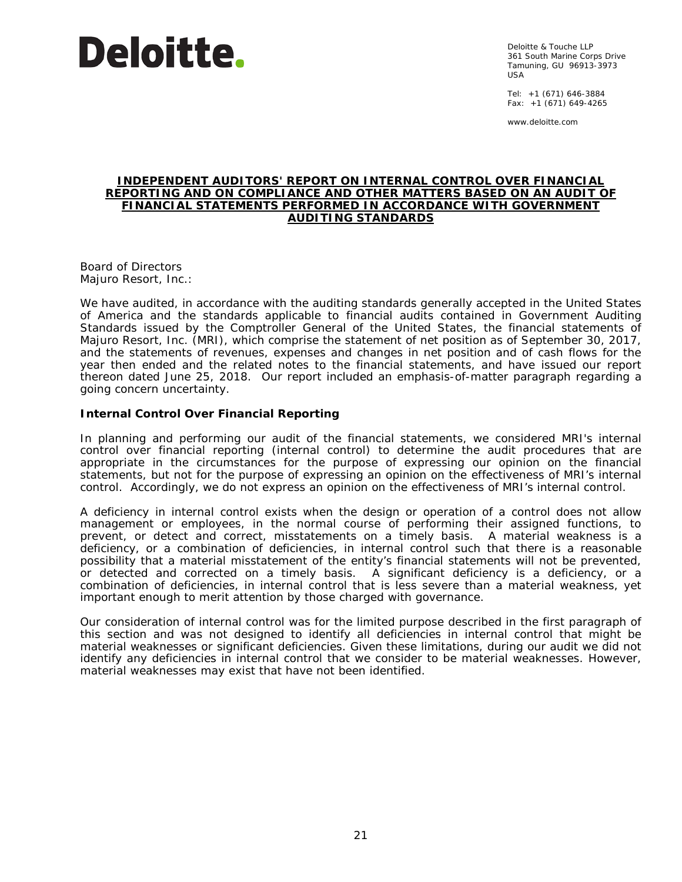Deloitte.

Deloitte & Touche LLP
361 South Marine Corps Drive
Tamuning, GU 96913-3973
USA

Tel: +1 (671) 646-3884
Fax: +1 (671) 649-4265

www.deloitte.com

# INDEPENDENT AUDITORS' REPORT ON INTERNAL CONTROL OVER FINANCIAL REPORTING AND ON COMPLIANCE AND OTHER MATTERS BASED ON AN AUDIT OF FINANCIAL STATEMENTS PERFORMED IN ACCORDANCE WITH GOVERNMENT AUDITING STANDARDS

Board of Directors
Majuro Resort, Inc.:

We have audited, in accordance with the auditing standards generally accepted in the United States of America and the standards applicable to financial audits contained in Government Auditing Standards issued by the Comptroller General of the United States, the financial statements of Majuro Resort, Inc. (MRI), which comprise the statement of net position as of September 30, 2017, and the statements of revenues, expenses and changes in net position and of cash flows for the year then ended and the related notes to the financial statements, and have issued our report thereon dated June 25, 2018. Our report included an emphasis-of-matter paragraph regarding a going concern uncertainty.

## Internal Control Over Financial Reporting

In planning and performing our audit of the financial statements, we considered MRI's internal control over financial reporting (internal control) to determine the audit procedures that are appropriate in the circumstances for the purpose of expressing our opinion on the financial statements, but not for the purpose of expressing an opinion on the effectiveness of MRI's internal control. Accordingly, we do not express an opinion on the effectiveness of MRI's internal control.

A deficiency in internal control exists when the design or operation of a control does not allow management or employees, in the normal course of performing their assigned functions, to prevent, or detect and correct, misstatements on a timely basis. A material weakness is a deficiency, or a combination of deficiencies, in internal control such that there is a reasonable possibility that a material misstatement of the entity's financial statements will not be prevented, or detected and corrected on a timely basis. A significant deficiency is a deficiency, or a combination of deficiencies, in internal control that is less severe than a material weakness, yet important enough to merit attention by those charged with governance.

Our consideration of internal control was for the limited purpose described in the first paragraph of this section and was not designed to identify all deficiencies in internal control that might be material weaknesses or significant deficiencies. Given these limitations, during our audit we did not identify any deficiencies in internal control that we consider to be material weaknesses. However, material weaknesses may exist that have not been identified.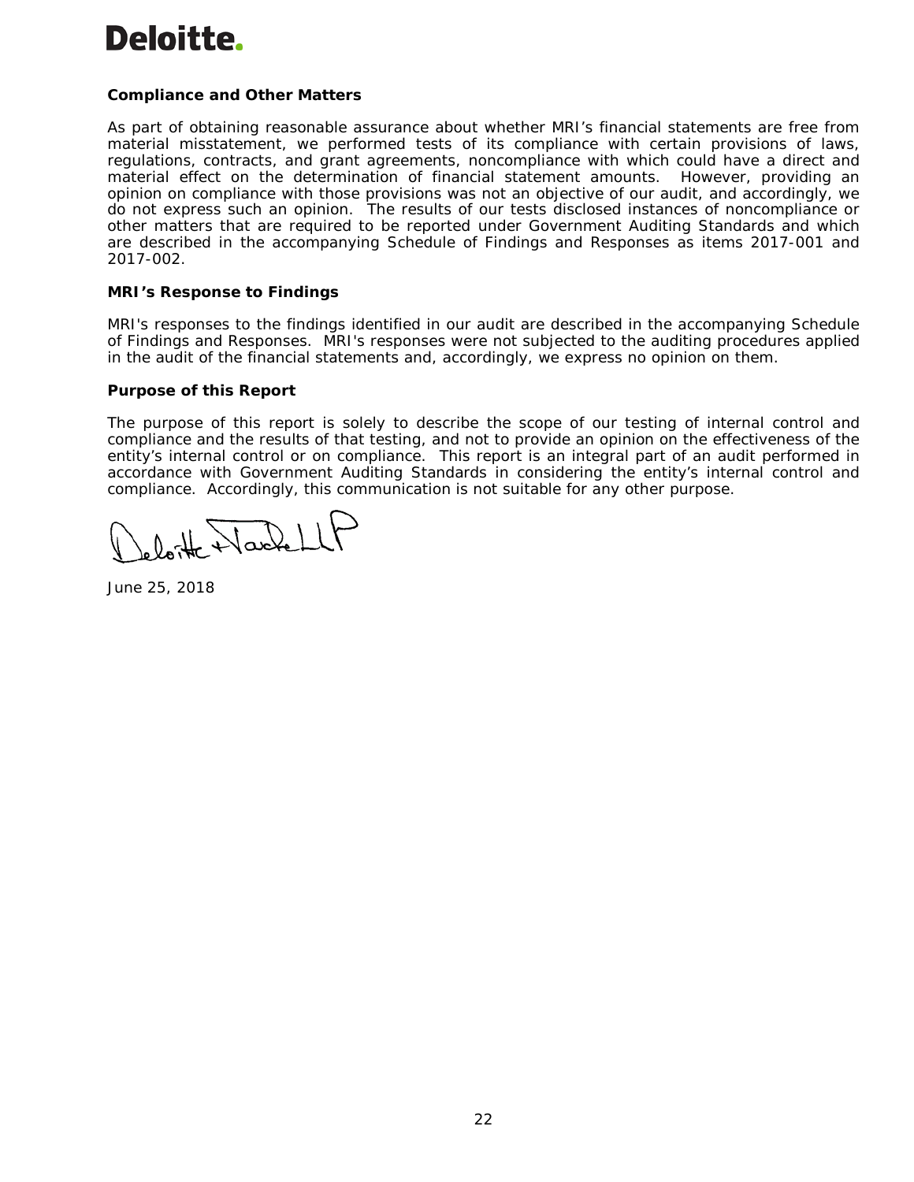**Deloitte.**

**Compliance and Other Matters**

As part of obtaining reasonable assurance about whether MRI's financial statements are free from material misstatement, we performed tests of its compliance with certain provisions of laws, regulations, contracts, and grant agreements, noncompliance with which could have a direct and material effect on the determination of financial statement amounts. However, providing an opinion on compliance with those provisions was not an objective of our audit, and accordingly, we do not express such an opinion. The results of our tests disclosed instances of noncompliance or other matters that are required to be reported under Government Auditing Standards and which are described in the accompanying Schedule of Findings and Responses as items 2017-001 and 2017-002.

**MRI's Response to Findings**

MRI's responses to the findings identified in our audit are described in the accompanying Schedule of Findings and Responses. MRI's responses were not subjected to the auditing procedures applied in the audit of the financial statements and, accordingly, we express no opinion on them.

**Purpose of this Report**

The purpose of this report is solely to describe the scope of our testing of internal control and compliance and the results of that testing, and not to provide an opinion on the effectiveness of the entity's internal control or on compliance. This report is an integral part of an audit performed in accordance with Government Auditing Standards in considering the entity's internal control and compliance. Accordingly, this communication is not suitable for any other purpose.

Deloitte & Touche LLP

June 25, 2018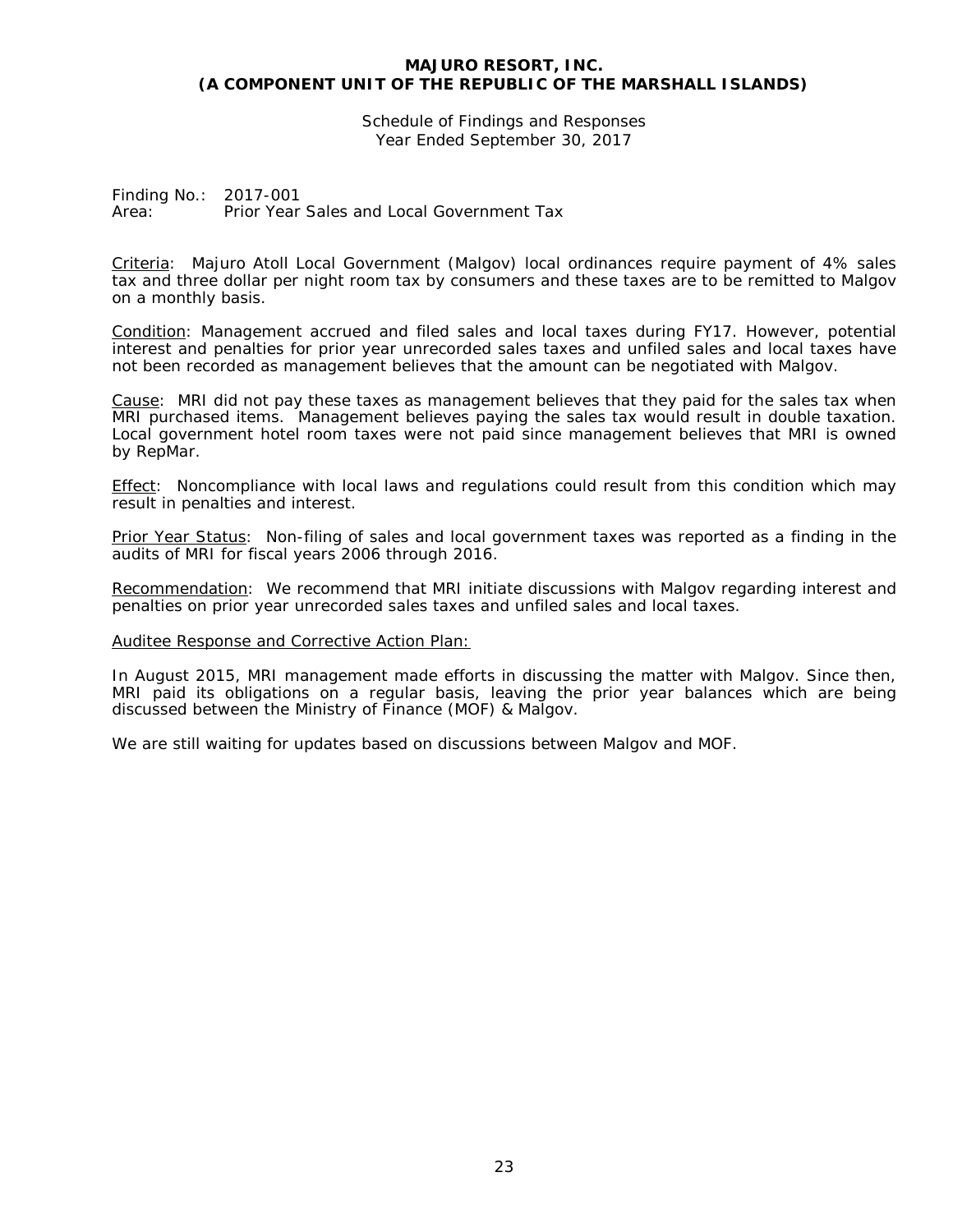**MAJURO RESORT, INC.**
**(A COMPONENT UNIT OF THE REPUBLIC OF THE MARSHALL ISLANDS)**

Schedule of Findings and Responses
Year Ended September 30, 2017

Finding No.: 2017-001
Area: Prior Year Sales and Local Government Tax

Criteria: Majuro Atoll Local Government (Malgov) local ordinances require payment of 4% sales tax and three dollar per night room tax by consumers and these taxes are to be remitted to Malgov on a monthly basis.

Condition: Management accrued and filed sales and local taxes during FY17. However, potential interest and penalties for prior year unrecorded sales taxes and unfiled sales and local taxes have not been recorded as management believes that the amount can be negotiated with Malgov.

Cause: MRI did not pay these taxes as management believes that they paid for the sales tax when MRI purchased items. Management believes paying the sales tax would result in double taxation. Local government hotel room taxes were not paid since management believes that MRI is owned by RepMar.

Effect: Noncompliance with local laws and regulations could result from this condition which may result in penalties and interest.

Prior Year Status: Non-filing of sales and local government taxes was reported as a finding in the audits of MRI for fiscal years 2006 through 2016.

Recommendation: We recommend that MRI initiate discussions with Malgov regarding interest and penalties on prior year unrecorded sales taxes and unfiled sales and local taxes.

Auditee Response and Corrective Action Plan:

In August 2015, MRI management made efforts in discussing the matter with Malgov. Since then, MRI paid its obligations on a regular basis, leaving the prior year balances which are being discussed between the Ministry of Finance (MOF) & Malgov.

We are still waiting for updates based on discussions between Malgov and MOF.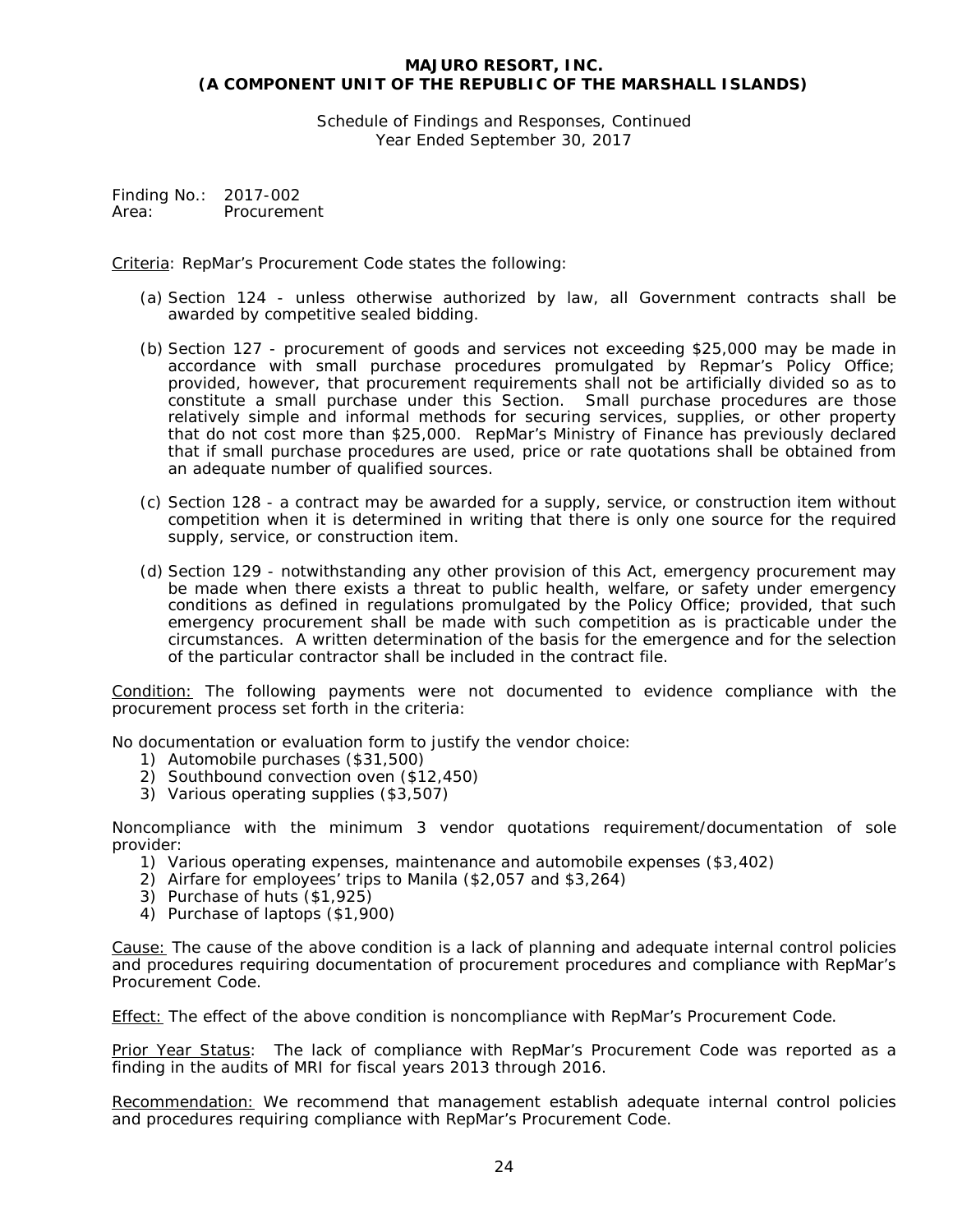# MAJURO RESORT, INC.
# (A COMPONENT UNIT OF THE REPUBLIC OF THE MARSHALL ISLANDS)

Schedule of Findings and Responses, Continued
Year Ended September 30, 2017

Finding No.: 2017-002
Area: Procurement

Criteria: RepMar's Procurement Code states the following:

(a) Section 124 - unless otherwise authorized by law, all Government contracts shall be awarded by competitive sealed bidding.

(b) Section 127 - procurement of goods and services not exceeding $25,000 may be made in accordance with small purchase procedures promulgated by Repmar's Policy Office; provided, however, that procurement requirements shall not be artificially divided so as to constitute a small purchase under this Section. Small purchase procedures are those relatively simple and informal methods for securing services, supplies, or other property that do not cost more than $25,000. RepMar's Ministry of Finance has previously declared that if small purchase procedures are used, price or rate quotations shall be obtained from an adequate number of qualified sources.

(c) Section 128 - a contract may be awarded for a supply, service, or construction item without competition when it is determined in writing that there is only one source for the required supply, service, or construction item.

(d) Section 129 - notwithstanding any other provision of this Act, emergency procurement may be made when there exists a threat to public health, welfare, or safety under emergency conditions as defined in regulations promulgated by the Policy Office; provided, that such emergency procurement shall be made with such competition as is practicable under the circumstances. A written determination of the basis for the emergence and for the selection of the particular contractor shall be included in the contract file.

Condition: The following payments were not documented to evidence compliance with the procurement process set forth in the criteria:

No documentation or evaluation form to justify the vendor choice:

1) Automobile purchases ($31,500)
2) Southbound convection oven ($12,450)
3) Various operating supplies ($3,507)

Noncompliance with the minimum 3 vendor quotations requirement/documentation of sole provider:

1) Various operating expenses, maintenance and automobile expenses ($3,402)
2) Airfare for employees' trips to Manila ($2,057 and $3,264)
3) Purchase of huts ($1,925)
4) Purchase of laptops ($1,900)

Cause: The cause of the above condition is a lack of planning and adequate internal control policies and procedures requiring documentation of procurement procedures and compliance with RepMar's Procurement Code.

Effect: The effect of the above condition is noncompliance with RepMar's Procurement Code.

Prior Year Status: The lack of compliance with RepMar's Procurement Code was reported as a finding in the audits of MRI for fiscal years 2013 through 2016.

Recommendation: We recommend that management establish adequate internal control policies and procedures requiring compliance with RepMar's Procurement Code.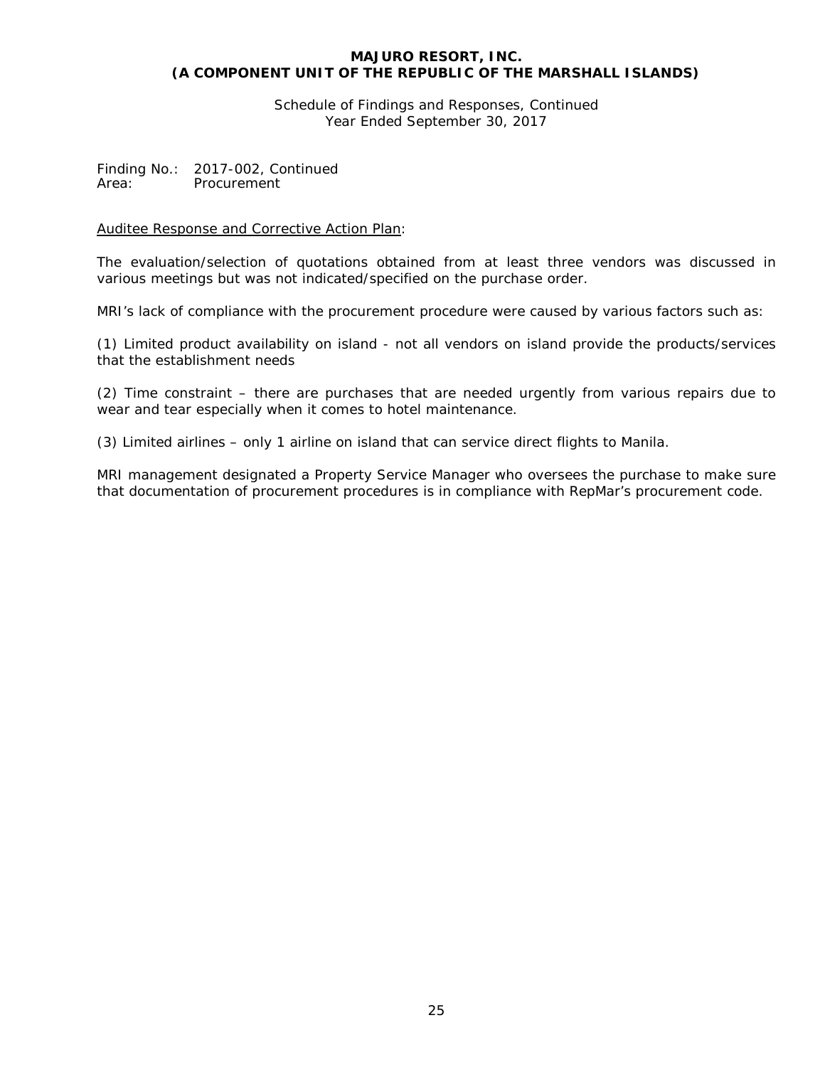**MAJURO RESORT, INC.**
**(A COMPONENT UNIT OF THE REPUBLIC OF THE MARSHALL ISLANDS)**

Schedule of Findings and Responses, Continued
Year Ended September 30, 2017

Finding No.: 2017-002, Continued
Area: Procurement

Auditee Response and Corrective Action Plan:

The evaluation/selection of quotations obtained from at least three vendors was discussed in various meetings but was not indicated/specified on the purchase order.

MRI's lack of compliance with the procurement procedure were caused by various factors such as:

(1) Limited product availability on island - not all vendors on island provide the products/services that the establishment needs

(2) Time constraint – there are purchases that are needed urgently from various repairs due to wear and tear especially when it comes to hotel maintenance.

(3) Limited airlines – only 1 airline on island that can service direct flights to Manila.

MRI management designated a Property Service Manager who oversees the purchase to make sure that documentation of procurement procedures is in compliance with RepMar's procurement code.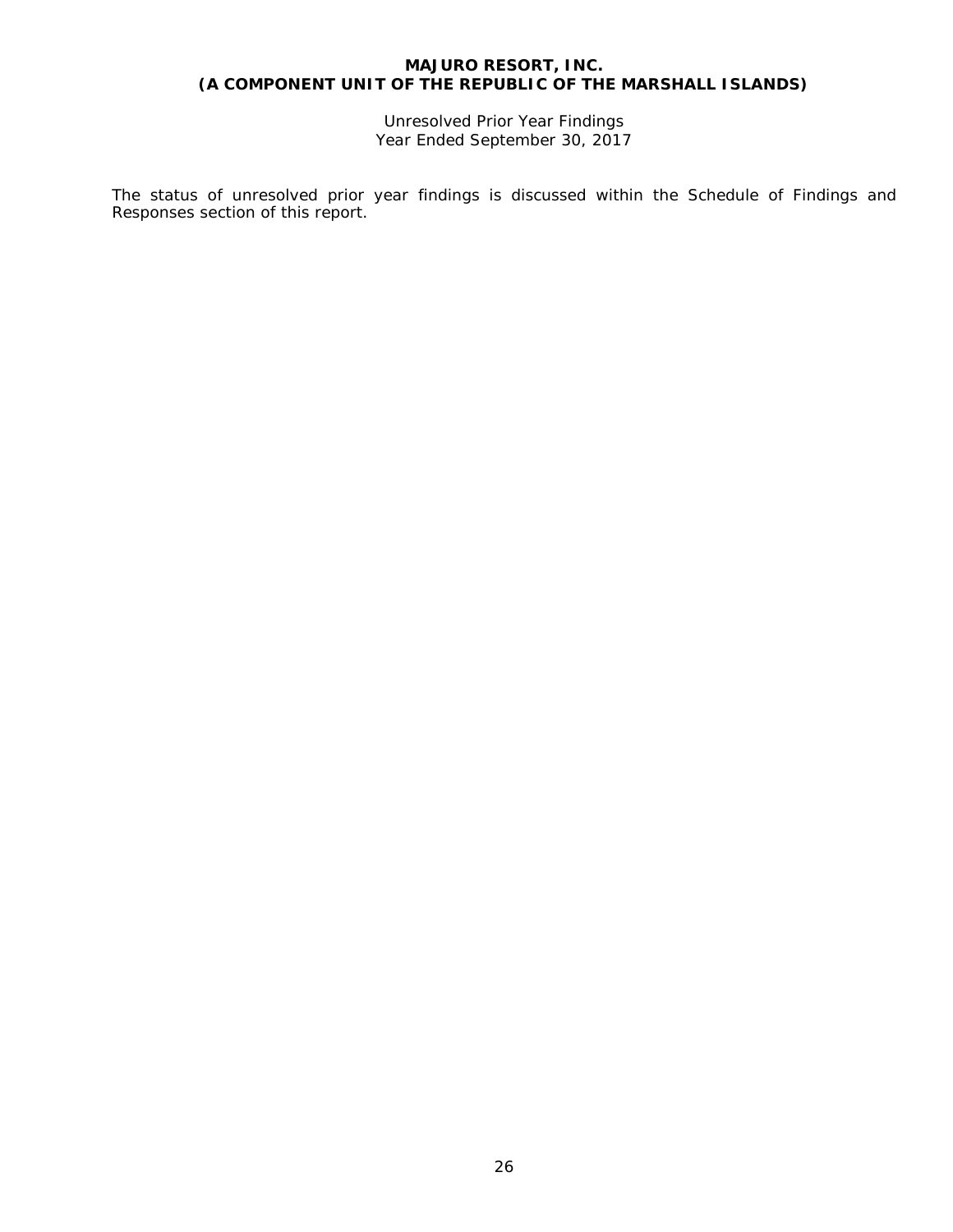**MAJURO RESORT, INC.**
**(A COMPONENT UNIT OF THE REPUBLIC OF THE MARSHALL ISLANDS)**

Unresolved Prior Year Findings
Year Ended September 30, 2017

The status of unresolved prior year findings is discussed within the Schedule of Findings and Responses section of this report.